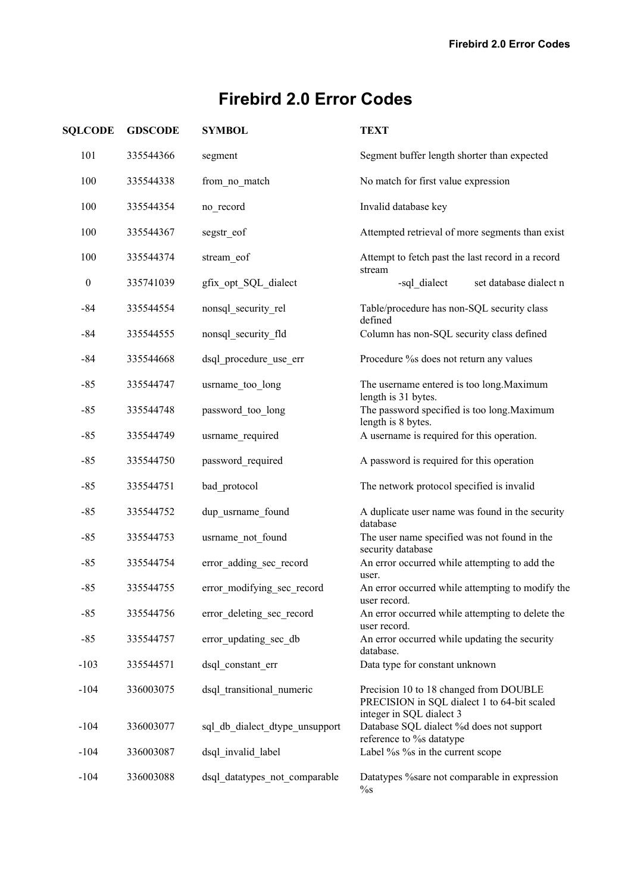# Firebird 2.0 Error Codes

| SQLCODE | GDSCODE | SYMBOL | TEXT |
|---|---|---|---|
| 101 | 335544366 | segment | Segment buffer length shorter than expected |
| 100 | 335544338 | from_no_match | No match for first value expression |
| 100 | 335544354 | no_record | Invalid database key |
| 100 | 335544367 | segstr_eof | Attempted retrieval of more segments than exist |
| 100 | 335544374 | stream_eof | Attempt to fetch past the last record in a record stream |
| 0 | 335741039 | gfix_opt_SQL_dialect | -sql_dialect set database dialect n |
| -84 | 335544554 | nonsql_security_rel | Table/procedure has non-SQL security class defined |
| -84 | 335544555 | nonsql_security_fld | Column has non-SQL security class defined |
| -84 | 335544668 | dsql_procedure_use_err | Procedure %s does not return any values |
| -85 | 335544747 | usrname_too_long | The username entered is too long.Maximum length is 31 bytes. |
| -85 | 335544748 | password_too_long | The password specified is too long.Maximum length is 8 bytes. |
| -85 | 335544749 | usrname_required | A username is required for this operation. |
| -85 | 335544750 | password_required | A password is required for this operation |
| -85 | 335544751 | bad_protocol | The network protocol specified is invalid |
| -85 | 335544752 | dup_usrname_found | A duplicate user name was found in the security database |
| -85 | 335544753 | usrname_not_found | The user name specified was not found in the security database |
| -85 | 335544754 | error_adding_sec_record | An error occurred while attempting to add the user. |
| -85 | 335544755 | error_modifying_sec_record | An error occurred while attempting to modify the user record. |
| -85 | 335544756 | error_deleting_sec_record | An error occurred while attempting to delete the user record. |
| -85 | 335544757 | error_updating_sec_db | An error occurred while updating the security database. |
| -103 | 335544571 | dsql_constant_err | Data type for constant unknown |
| -104 | 336003075 | dsql_transitional_numeric | Precision 10 to 18 changed from DOUBLE PRECISION in SQL dialect 1 to 64-bit scaled integer in SQL dialect 3 |
| -104 | 336003077 | sql_db_dialect_dtype_unsupport | Database SQL dialect %d does not support reference to %s datatype |
| -104 | 336003087 | dsql_invalid_label | Label %s %s in the current scope |
| -104 | 336003088 | dsql_datatypes_not_comparable | Datatypes %sare not comparable in expression %s |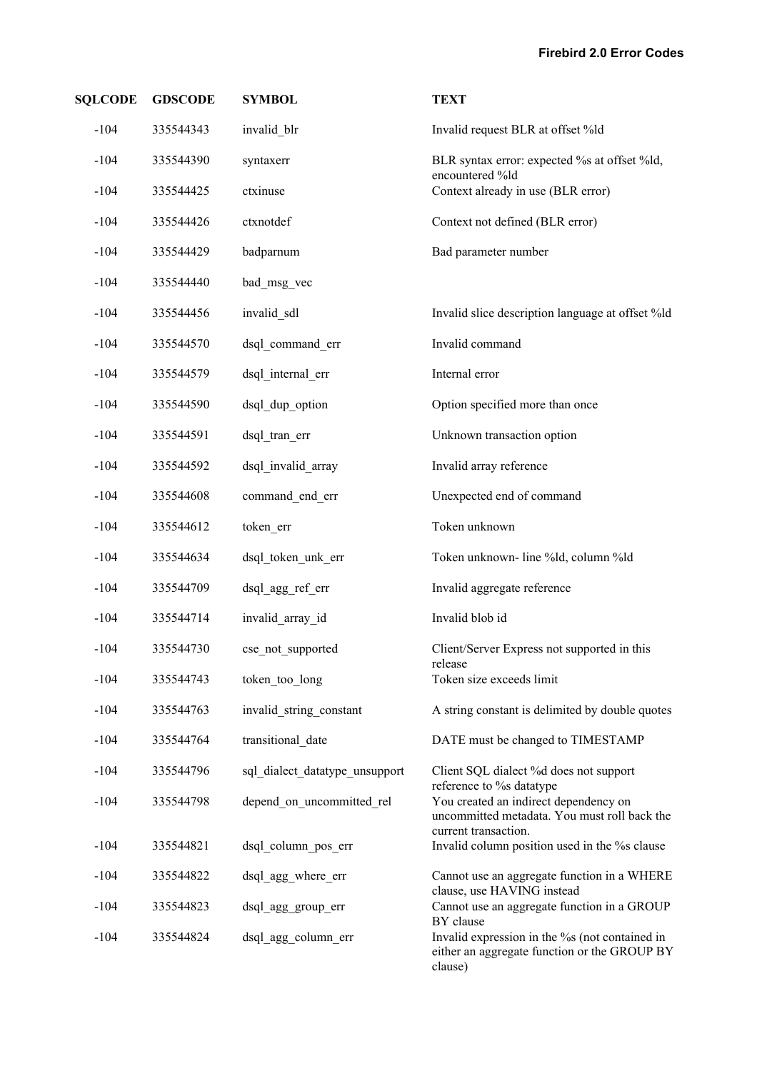| SQLCODE | GDSCODE | SYMBOL | TEXT |
|---|---|---|---|
| -104 | 335544343 | invalid_blr | Invalid request BLR at offset %ld |
| -104 | 335544390 | syntaxerr | BLR syntax error: expected %s at offset %ld, encountered %ld |
| -104 | 335544425 | ctxinuse | Context already in use (BLR error) |
| -104 | 335544426 | ctxnotdef | Context not defined (BLR error) |
| -104 | 335544429 | badparnum | Bad parameter number |
| -104 | 335544440 | bad_msg_vec | |
| -104 | 335544456 | invalid_sdl | Invalid slice description language at offset %ld |
| -104 | 335544570 | dsql_command_err | Invalid command |
| -104 | 335544579 | dsql_internal_err | Internal error |
| -104 | 335544590 | dsql_dup_option | Option specified more than once |
| -104 | 335544591 | dsql_tran_err | Unknown transaction option |
| -104 | 335544592 | dsql_invalid_array | Invalid array reference |
| -104 | 335544608 | command_end_err | Unexpected end of command |
| -104 | 335544612 | token_err | Token unknown |
| -104 | 335544634 | dsql_token_unk_err | Token unknown- line %ld, column %ld |
| -104 | 335544709 | dsql_agg_ref_err | Invalid aggregate reference |
| -104 | 335544714 | invalid_array_id | Invalid blob id |
| -104 | 335544730 | cse_not_supported | Client/Server Express not supported in this release |
| -104 | 335544743 | token_too_long | Token size exceeds limit |
| -104 | 335544763 | invalid_string_constant | A string constant is delimited by double quotes |
| -104 | 335544764 | transitional_date | DATE must be changed to TIMESTAMP |
| -104 | 335544796 | sql_dialect_datatype_unsupport | Client SQL dialect %d does not support reference to %s datatype |
| -104 | 335544798 | depend_on_uncommitted_rel | You created an indirect dependency on uncommitted metadata. You must roll back the current transaction. |
| -104 | 335544821 | dsql_column_pos_err | Invalid column position used in the %s clause |
| -104 | 335544822 | dsql_agg_where_err | Cannot use an aggregate function in a WHERE clause, use HAVING instead |
| -104 | 335544823 | dsql_agg_group_err | Cannot use an aggregate function in a GROUP BY clause |
| -104 | 335544824 | dsql_agg_column_err | Invalid expression in the %s (not contained in either an aggregate function or the GROUP BY clause) |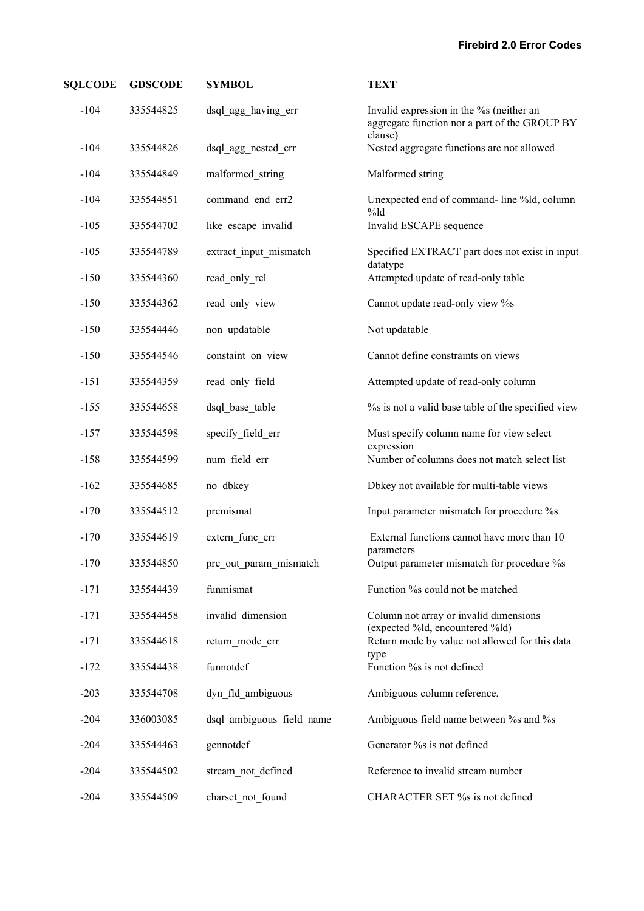| SQLCODE | GDSCODE | SYMBOL | TEXT |
|---|---|---|---|
| -104 | 335544825 | dsql_agg_having_err | Invalid expression in the %s (neither an aggregate function nor a part of the GROUP BY clause) |
| -104 | 335544826 | dsql_agg_nested_err | Nested aggregate functions are not allowed |
| -104 | 335544849 | malformed_string | Malformed string |
| -104 | 335544851 | command_end_err2 | Unexpected end of command- line %ld, column %ld |
| -105 | 335544702 | like_escape_invalid | Invalid ESCAPE sequence |
| -105 | 335544789 | extract_input_mismatch | Specified EXTRACT part does not exist in input datatype |
| -150 | 335544360 | read_only_rel | Attempted update of read-only table |
| -150 | 335544362 | read_only_view | Cannot update read-only view %s |
| -150 | 335544446 | non_updatable | Not updatable |
| -150 | 335544546 | constaint_on_view | Cannot define constraints on views |
| -151 | 335544359 | read_only_field | Attempted update of read-only column |
| -155 | 335544658 | dsql_base_table | %s is not a valid base table of the specified view |
| -157 | 335544598 | specify_field_err | Must specify column name for view select expression |
| -158 | 335544599 | num_field_err | Number of columns does not match select list |
| -162 | 335544685 | no_dbkey | Dbkey not available for multi-table views |
| -170 | 335544512 | prcmismat | Input parameter mismatch for procedure %s |
| -170 | 335544619 | extern_func_err | External functions cannot have more than 10 parameters |
| -170 | 335544850 | prc_out_param_mismatch | Output parameter mismatch for procedure %s |
| -171 | 335544439 | funmismat | Function %s could not be matched |
| -171 | 335544458 | invalid_dimension | Column not array or invalid dimensions (expected %ld, encountered %ld) |
| -171 | 335544618 | return_mode_err | Return mode by value not allowed for this data type |
| -172 | 335544438 | funnotdef | Function %s is not defined |
| -203 | 335544708 | dyn_fld_ambiguous | Ambiguous column reference. |
| -204 | 336003085 | dsql_ambiguous_field_name | Ambiguous field name between %s and %s |
| -204 | 335544463 | gennotdef | Generator %s is not defined |
| -204 | 335544502 | stream_not_defined | Reference to invalid stream number |
| -204 | 335544509 | charset_not_found | CHARACTER SET %s is not defined |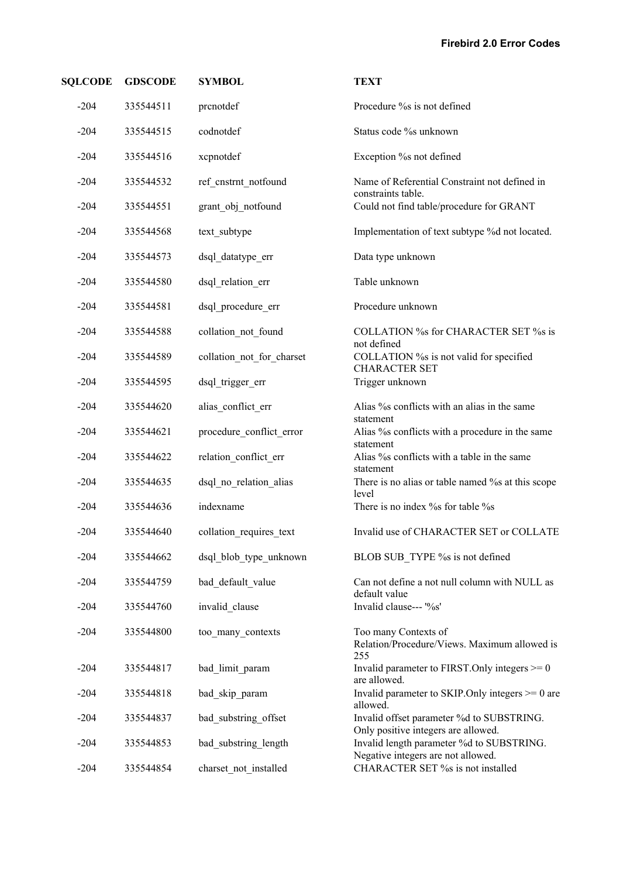| SQLCODE | GDSCODE | SYMBOL | TEXT |
|---|---|---|---|
| -204 | 335544511 | prcnotdef | Procedure %s is not defined |
| -204 | 335544515 | codnotdef | Status code %s unknown |
| -204 | 335544516 | xcpnotdef | Exception %s not defined |
| -204 | 335544532 | ref_cnstrnt_notfound | Name of Referential Constraint not defined in constraints table. |
| -204 | 335544551 | grant_obj_notfound | Could not find table/procedure for GRANT |
| -204 | 335544568 | text_subtype | Implementation of text subtype %d not located. |
| -204 | 335544573 | dsql_datatype_err | Data type unknown |
| -204 | 335544580 | dsql_relation_err | Table unknown |
| -204 | 335544581 | dsql_procedure_err | Procedure unknown |
| -204 | 335544588 | collation_not_found | COLLATION %s for CHARACTER SET %s is not defined |
| -204 | 335544589 | collation_not_for_charset | COLLATION %s is not valid for specified CHARACTER SET |
| -204 | 335544595 | dsql_trigger_err | Trigger unknown |
| -204 | 335544620 | alias_conflict_err | Alias %s conflicts with an alias in the same statement |
| -204 | 335544621 | procedure_conflict_error | Alias %s conflicts with a procedure in the same statement |
| -204 | 335544622 | relation_conflict_err | Alias %s conflicts with a table in the same statement |
| -204 | 335544635 | dsql_no_relation_alias | There is no alias or table named %s at this scope level |
| -204 | 335544636 | indexname | There is no index %s for table %s |
| -204 | 335544640 | collation_requires_text | Invalid use of CHARACTER SET or COLLATE |
| -204 | 335544662 | dsql_blob_type_unknown | BLOB SUB_TYPE %s is not defined |
| -204 | 335544759 | bad_default_value | Can not define a not null column with NULL as default value |
| -204 | 335544760 | invalid_clause | Invalid clause--- '%s' |
| -204 | 335544800 | too_many_contexts | Too many Contexts of Relation/Procedure/Views. Maximum allowed is 255 |
| -204 | 335544817 | bad_limit_param | Invalid parameter to FIRST.Only integers >= 0 are allowed. |
| -204 | 335544818 | bad_skip_param | Invalid parameter to SKIP.Only integers >= 0 are allowed. |
| -204 | 335544837 | bad_substring_offset | Invalid offset parameter %d to SUBSTRING. Only positive integers are allowed. |
| -204 | 335544853 | bad_substring_length | Invalid length parameter %d to SUBSTRING. Negative integers are not allowed. |
| -204 | 335544854 | charset_not_installed | CHARACTER SET %s is not installed |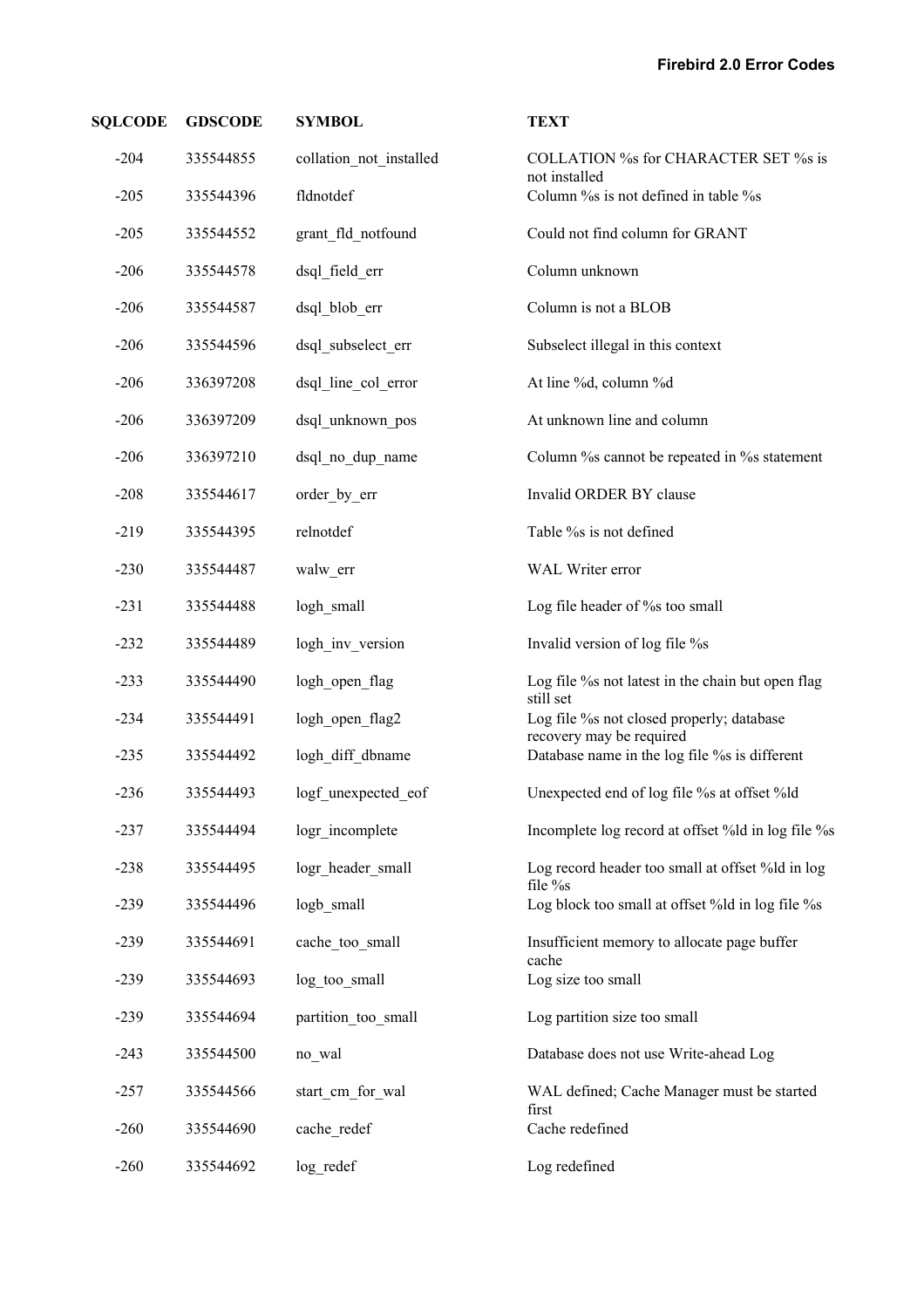| SQLCODE | GDSCODE | SYMBOL | TEXT |
| --- | --- | --- | --- |
| -204 | 335544855 | collation_not_installed | COLLATION %s for CHARACTER SET %s is not installed |
| -205 | 335544396 | fldnotdef | Column %s is not defined in table %s |
| -205 | 335544552 | grant_fld_notfound | Could not find column for GRANT |
| -206 | 335544578 | dsql_field_err | Column unknown |
| -206 | 335544587 | dsql_blob_err | Column is not a BLOB |
| -206 | 335544596 | dsql_subselect_err | Subselect illegal in this context |
| -206 | 336397208 | dsql_line_col_error | At line %d, column %d |
| -206 | 336397209 | dsql_unknown_pos | At unknown line and column |
| -206 | 336397210 | dsql_no_dup_name | Column %s cannot be repeated in %s statement |
| -208 | 335544617 | order_by_err | Invalid ORDER BY clause |
| -219 | 335544395 | relnotdef | Table %s is not defined |
| -230 | 335544487 | walw_err | WAL Writer error |
| -231 | 335544488 | logh_small | Log file header of %s too small |
| -232 | 335544489 | logh_inv_version | Invalid version of log file %s |
| -233 | 335544490 | logh_open_flag | Log file %s not latest in the chain but open flag still set |
| -234 | 335544491 | logh_open_flag2 | Log file %s not closed properly; database recovery may be required |
| -235 | 335544492 | logh_diff_dbname | Database name in the log file %s is different |
| -236 | 335544493 | logf_unexpected_eof | Unexpected end of log file %s at offset %ld |
| -237 | 335544494 | logr_incomplete | Incomplete log record at offset %ld in log file %s |
| -238 | 335544495 | logr_header_small | Log record header too small at offset %ld in log file %s |
| -239 | 335544496 | logb_small | Log block too small at offset %ld in log file %s |
| -239 | 335544691 | cache_too_small | Insufficient memory to allocate page buffer cache |
| -239 | 335544693 | log_too_small | Log size too small |
| -239 | 335544694 | partition_too_small | Log partition size too small |
| -243 | 335544500 | no_wal | Database does not use Write-ahead Log |
| -257 | 335544566 | start_cm_for_wal | WAL defined; Cache Manager must be started first |
| -260 | 335544690 | cache_redef | Cache redefined |
| -260 | 335544692 | log_redef | Log redefined |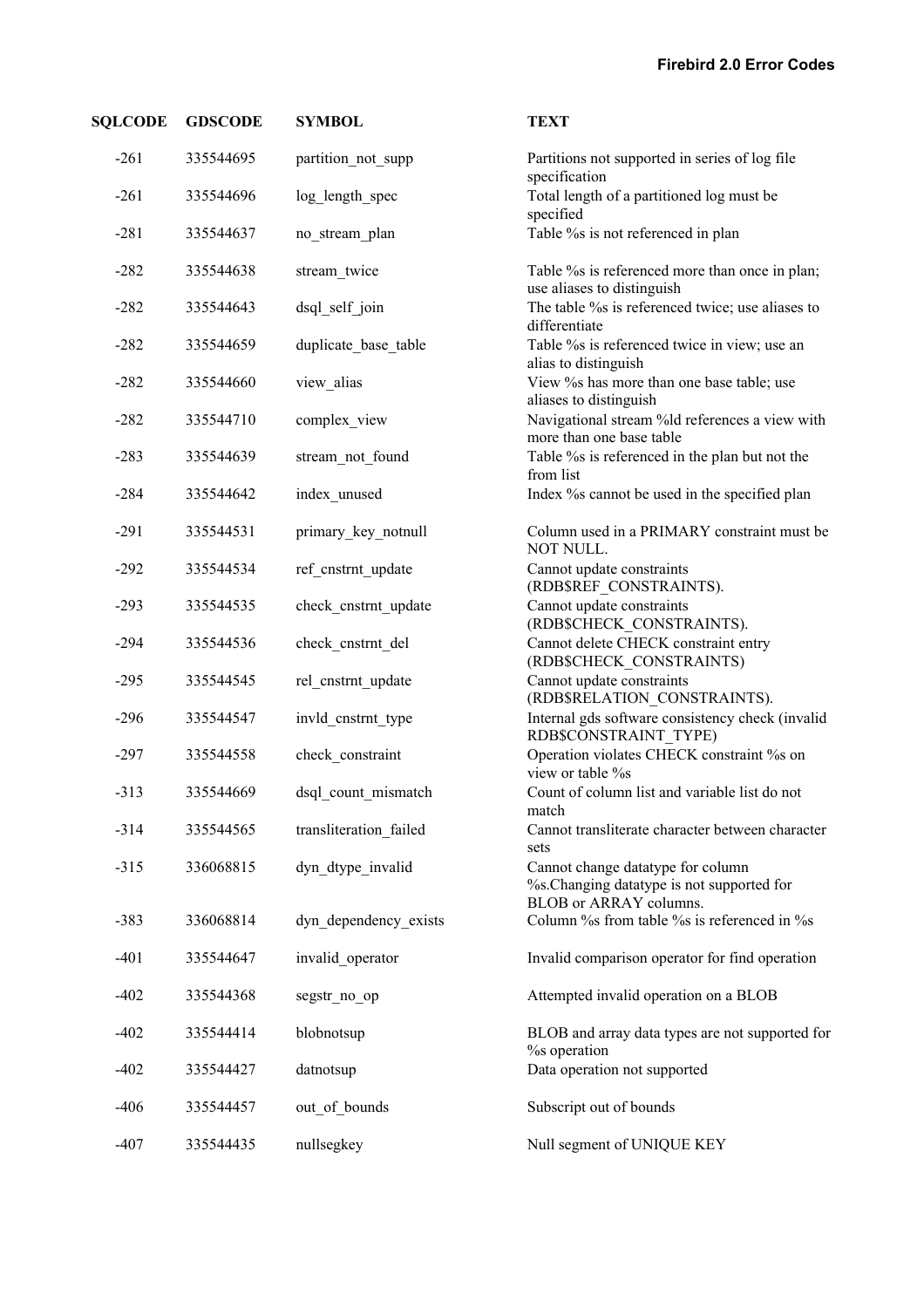| SQLCODE | GDSCODE | SYMBOL | TEXT |
|---|---|---|---|
| -261 | 335544695 | partition_not_supp | Partitions not supported in series of log file specification |
| -261 | 335544696 | log_length_spec | Total length of a partitioned log must be specified |
| -281 | 335544637 | no_stream_plan | Table %s is not referenced in plan |
| -282 | 335544638 | stream_twice | Table %s is referenced more than once in plan; use aliases to distinguish |
| -282 | 335544643 | dsql_self_join | The table %s is referenced twice; use aliases to differentiate |
| -282 | 335544659 | duplicate_base_table | Table %s is referenced twice in view; use an alias to distinguish |
| -282 | 335544660 | view_alias | View %s has more than one base table; use aliases to distinguish |
| -282 | 335544710 | complex_view | Navigational stream %ld references a view with more than one base table |
| -283 | 335544639 | stream_not_found | Table %s is referenced in the plan but not the from list |
| -284 | 335544642 | index_unused | Index %s cannot be used in the specified plan |
| -291 | 335544531 | primary_key_notnull | Column used in a PRIMARY constraint must be NOT NULL. |
| -292 | 335544534 | ref_cnstrnt_update | Cannot update constraints (RDB$REF_CONSTRAINTS). |
| -293 | 335544535 | check_cnstrnt_update | Cannot update constraints (RDB$CHECK_CONSTRAINTS). |
| -294 | 335544536 | check_cnstrnt_del | Cannot delete CHECK constraint entry (RDB$CHECK_CONSTRAINTS) |
| -295 | 335544545 | rel_cnstrnt_update | Cannot update constraints (RDB$RELATION_CONSTRAINTS). |
| -296 | 335544547 | invld_cnstrnt_type | Internal gds software consistency check (invalid RDB$CONSTRAINT_TYPE) |
| -297 | 335544558 | check_constraint | Operation violates CHECK constraint %s on view or table %s |
| -313 | 335544669 | dsql_count_mismatch | Count of column list and variable list do not match |
| -314 | 335544565 | transliteration_failed | Cannot transliterate character between character sets |
| -315 | 336068815 | dyn_dtype_invalid | Cannot change datatype for column %s.Changing datatype is not supported for BLOB or ARRAY columns. |
| -383 | 336068814 | dyn_dependency_exists | Column %s from table %s is referenced in %s |
| -401 | 335544647 | invalid_operator | Invalid comparison operator for find operation |
| -402 | 335544368 | segstr_no_op | Attempted invalid operation on a BLOB |
| -402 | 335544414 | blobnotsup | BLOB and array data types are not supported for %s operation |
| -402 | 335544427 | datnotsup | Data operation not supported |
| -406 | 335544457 | out_of_bounds | Subscript out of bounds |
| -407 | 335544435 | nullsegkey | Null segment of UNIQUE KEY |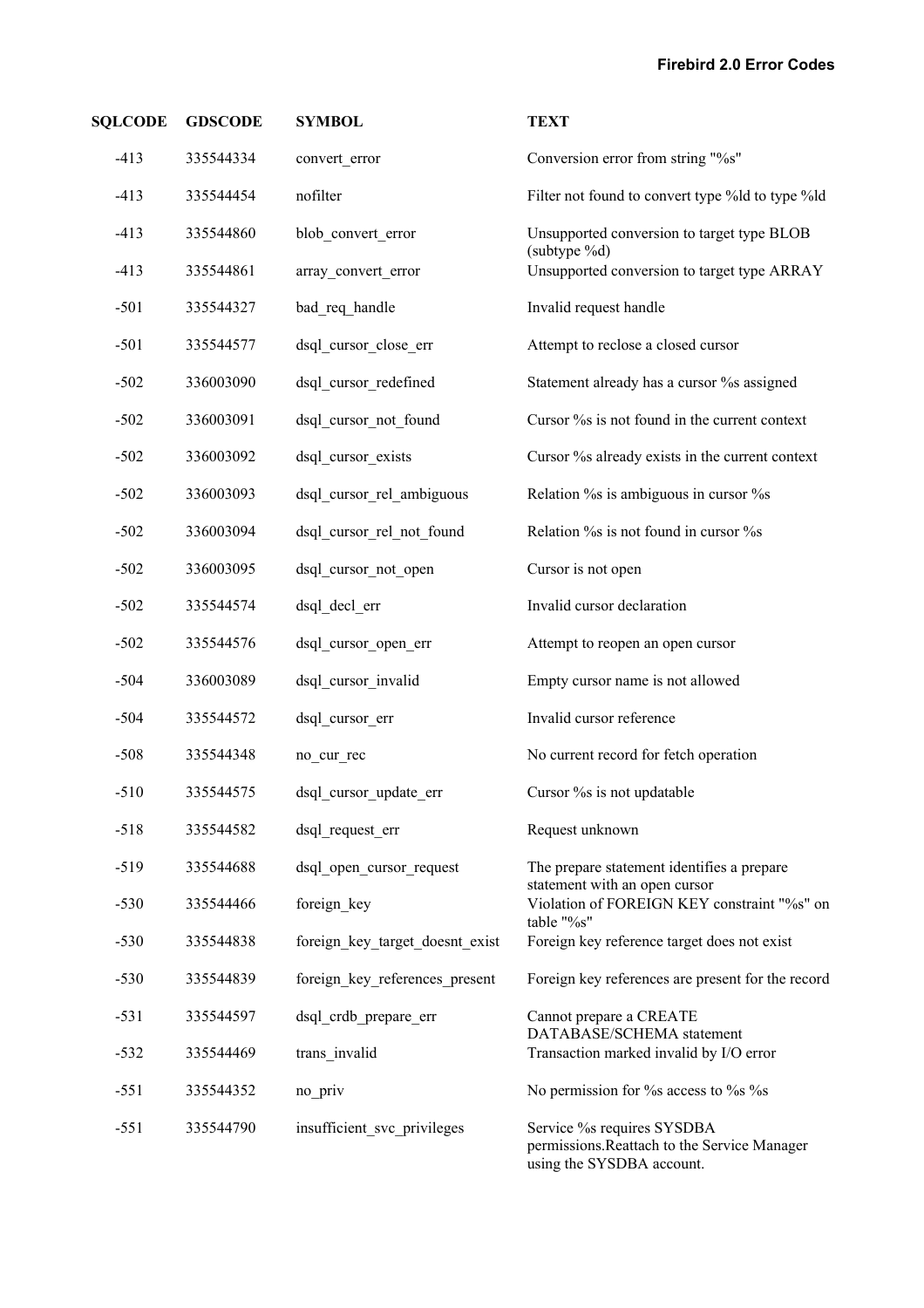| SQLCODE | GDSCODE | SYMBOL | TEXT |
|---|---|---|---|
| -413 | 335544334 | convert_error | Conversion error from string "%s" |
| -413 | 335544454 | nofilter | Filter not found to convert type %ld to type %ld |
| -413 | 335544860 | blob_convert_error | Unsupported conversion to target type BLOB (subtype %d) |
| -413 | 335544861 | array_convert_error | Unsupported conversion to target type ARRAY |
| -501 | 335544327 | bad_req_handle | Invalid request handle |
| -501 | 335544577 | dsql_cursor_close_err | Attempt to reclose a closed cursor |
| -502 | 336003090 | dsql_cursor_redefined | Statement already has a cursor %s assigned |
| -502 | 336003091 | dsql_cursor_not_found | Cursor %s is not found in the current context |
| -502 | 336003092 | dsql_cursor_exists | Cursor %s already exists in the current context |
| -502 | 336003093 | dsql_cursor_rel_ambiguous | Relation %s is ambiguous in cursor %s |
| -502 | 336003094 | dsql_cursor_rel_not_found | Relation %s is not found in cursor %s |
| -502 | 336003095 | dsql_cursor_not_open | Cursor is not open |
| -502 | 335544574 | dsql_decl_err | Invalid cursor declaration |
| -502 | 335544576 | dsql_cursor_open_err | Attempt to reopen an open cursor |
| -504 | 336003089 | dsql_cursor_invalid | Empty cursor name is not allowed |
| -504 | 335544572 | dsql_cursor_err | Invalid cursor reference |
| -508 | 335544348 | no_cur_rec | No current record for fetch operation |
| -510 | 335544575 | dsql_cursor_update_err | Cursor %s is not updatable |
| -518 | 335544582 | dsql_request_err | Request unknown |
| -519 | 335544688 | dsql_open_cursor_request | The prepare statement identifies a prepare statement with an open cursor |
| -530 | 335544466 | foreign_key | Violation of FOREIGN KEY constraint "%s" on table "%s" |
| -530 | 335544838 | foreign_key_target_doesnt_exist | Foreign key reference target does not exist |
| -530 | 335544839 | foreign_key_references_present | Foreign key references are present for the record |
| -531 | 335544597 | dsql_crdb_prepare_err | Cannot prepare a CREATE DATABASE/SCHEMA statement |
| -532 | 335544469 | trans_invalid | Transaction marked invalid by I/O error |
| -551 | 335544352 | no_priv | No permission for %s access to %s %s |
| -551 | 335544790 | insufficient_svc_privileges | Service %s requires SYSDBA permissions.Reattach to the Service Manager using the SYSDBA account. |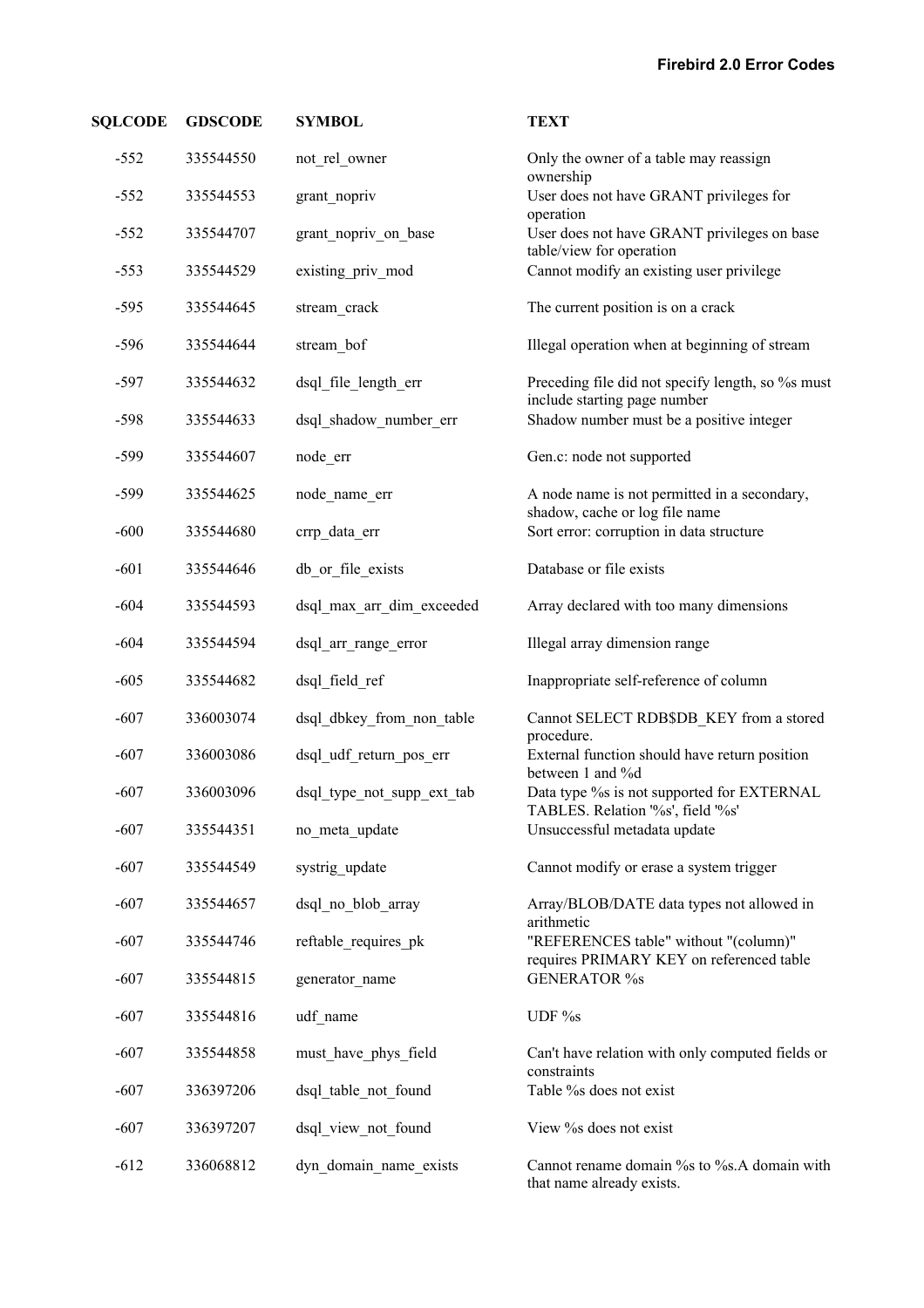| SQLCODE | GDSCODE | SYMBOL | TEXT |
|---|---|---|---|
| -552 | 335544550 | not_rel_owner | Only the owner of a table may reassign ownership |
| -552 | 335544553 | grant_nopriv | User does not have GRANT privileges for operation |
| -552 | 335544707 | grant_nopriv_on_base | User does not have GRANT privileges on base table/view for operation |
| -553 | 335544529 | existing_priv_mod | Cannot modify an existing user privilege |
| -595 | 335544645 | stream_crack | The current position is on a crack |
| -596 | 335544644 | stream_bof | Illegal operation when at beginning of stream |
| -597 | 335544632 | dsql_file_length_err | Preceding file did not specify length, so %s must include starting page number |
| -598 | 335544633 | dsql_shadow_number_err | Shadow number must be a positive integer |
| -599 | 335544607 | node_err | Gen.c: node not supported |
| -599 | 335544625 | node_name_err | A node name is not permitted in a secondary, shadow, cache or log file name |
| -600 | 335544680 | crrp_data_err | Sort error: corruption in data structure |
| -601 | 335544646 | db_or_file_exists | Database or file exists |
| -604 | 335544593 | dsql_max_arr_dim_exceeded | Array declared with too many dimensions |
| -604 | 335544594 | dsql_arr_range_error | Illegal array dimension range |
| -605 | 335544682 | dsql_field_ref | Inappropriate self-reference of column |
| -607 | 336003074 | dsql_dbkey_from_non_table | Cannot SELECT RDB$DB_KEY from a stored procedure. |
| -607 | 336003086 | dsql_udf_return_pos_err | External function should have return position between 1 and %d |
| -607 | 336003096 | dsql_type_not_supp_ext_tab | Data type %s is not supported for EXTERNAL TABLES. Relation '%s', field '%s' |
| -607 | 335544351 | no_meta_update | Unsuccessful metadata update |
| -607 | 335544549 | systrig_update | Cannot modify or erase a system trigger |
| -607 | 335544657 | dsql_no_blob_array | Array/BLOB/DATE data types not allowed in arithmetic |
| -607 | 335544746 | reftable_requires_pk | "REFERENCES table" without "(column)" requires PRIMARY KEY on referenced table |
| -607 | 335544815 | generator_name | GENERATOR %s |
| -607 | 335544816 | udf_name | UDF %s |
| -607 | 335544858 | must_have_phys_field | Can't have relation with only computed fields or constraints |
| -607 | 336397206 | dsql_table_not_found | Table %s does not exist |
| -607 | 336397207 | dsql_view_not_found | View %s does not exist |
| -612 | 336068812 | dyn_domain_name_exists | Cannot rename domain %s to %s.A domain with that name already exists. |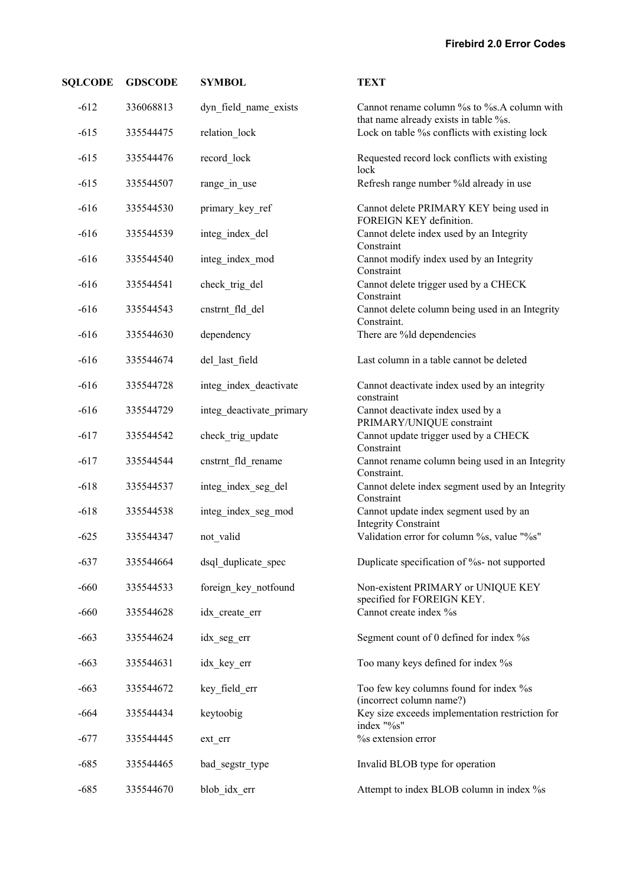| SQLCODE | GDSCODE | SYMBOL | TEXT |
|---|---|---|---|
| -612 | 336068813 | dyn_field_name_exists | Cannot rename column %s to %s.A column with that name already exists in table %s. |
| -615 | 335544475 | relation_lock | Lock on table %s conflicts with existing lock |
| -615 | 335544476 | record_lock | Requested record lock conflicts with existing lock |
| -615 | 335544507 | range_in_use | Refresh range number %ld already in use |
| -616 | 335544530 | primary_key_ref | Cannot delete PRIMARY KEY being used in FOREIGN KEY definition. |
| -616 | 335544539 | integ_index_del | Cannot delete index used by an Integrity Constraint |
| -616 | 335544540 | integ_index_mod | Cannot modify index used by an Integrity Constraint |
| -616 | 335544541 | check_trig_del | Cannot delete trigger used by a CHECK Constraint |
| -616 | 335544543 | cnstrnt_fld_del | Cannot delete column being used in an Integrity Constraint. |
| -616 | 335544630 | dependency | There are %ld dependencies |
| -616 | 335544674 | del_last_field | Last column in a table cannot be deleted |
| -616 | 335544728 | integ_index_deactivate | Cannot deactivate index used by an integrity constraint |
| -616 | 335544729 | integ_deactivate_primary | Cannot deactivate index used by a PRIMARY/UNIQUE constraint |
| -617 | 335544542 | check_trig_update | Cannot update trigger used by a CHECK Constraint |
| -617 | 335544544 | cnstrnt_fld_rename | Cannot rename column being used in an Integrity Constraint. |
| -618 | 335544537 | integ_index_seg_del | Cannot delete index segment used by an Integrity Constraint |
| -618 | 335544538 | integ_index_seg_mod | Cannot update index segment used by an Integrity Constraint |
| -625 | 335544347 | not_valid | Validation error for column %s, value "%s" |
| -637 | 335544664 | dsql_duplicate_spec | Duplicate specification of %s- not supported |
| -660 | 335544533 | foreign_key_notfound | Non-existent PRIMARY or UNIQUE KEY specified for FOREIGN KEY. |
| -660 | 335544628 | idx_create_err | Cannot create index %s |
| -663 | 335544624 | idx_seg_err | Segment count of 0 defined for index %s |
| -663 | 335544631 | idx_key_err | Too many keys defined for index %s |
| -663 | 335544672 | key_field_err | Too few key columns found for index %s (incorrect column name?) |
| -664 | 335544434 | keytoobig | Key size exceeds implementation restriction for index "%s" |
| -677 | 335544445 | ext_err | %s extension error |
| -685 | 335544465 | bad_segstr_type | Invalid BLOB type for operation |
| -685 | 335544670 | blob_idx_err | Attempt to index BLOB column in index %s |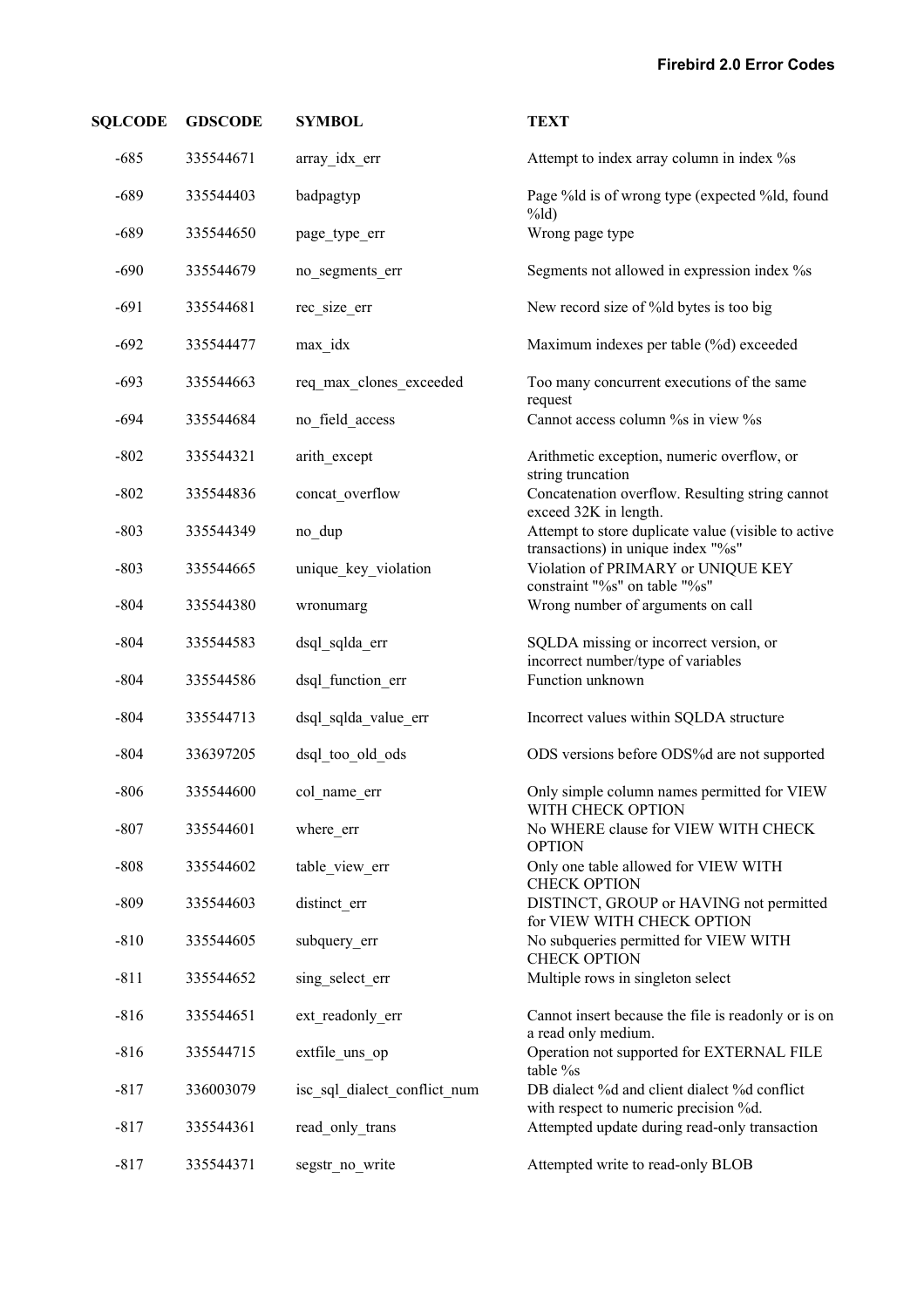| SQLCODE | GDSCODE | SYMBOL | TEXT |
|---|---|---|---|
| -685 | 335544671 | array_idx_err | Attempt to index array column in index %s |
| -689 | 335544403 | badpagtyp | Page %ld is of wrong type (expected %ld, found %ld) |
| -689 | 335544650 | page_type_err | Wrong page type |
| -690 | 335544679 | no_segments_err | Segments not allowed in expression index %s |
| -691 | 335544681 | rec_size_err | New record size of %ld bytes is too big |
| -692 | 335544477 | max_idx | Maximum indexes per table (%d) exceeded |
| -693 | 335544663 | req_max_clones_exceeded | Too many concurrent executions of the same request |
| -694 | 335544684 | no_field_access | Cannot access column %s in view %s |
| -802 | 335544321 | arith_except | Arithmetic exception, numeric overflow, or string truncation |
| -802 | 335544836 | concat_overflow | Concatenation overflow. Resulting string cannot exceed 32K in length. |
| -803 | 335544349 | no_dup | Attempt to store duplicate value (visible to active transactions) in unique index "%s" |
| -803 | 335544665 | unique_key_violation | Violation of PRIMARY or UNIQUE KEY constraint "%s" on table "%s" |
| -804 | 335544380 | wronumarg | Wrong number of arguments on call |
| -804 | 335544583 | dsql_sqlda_err | SQLDA missing or incorrect version, or incorrect number/type of variables |
| -804 | 335544586 | dsql_function_err | Function unknown |
| -804 | 335544713 | dsql_sqlda_value_err | Incorrect values within SQLDA structure |
| -804 | 336397205 | dsql_too_old_ods | ODS versions before ODS%d are not supported |
| -806 | 335544600 | col_name_err | Only simple column names permitted for VIEW WITH CHECK OPTION |
| -807 | 335544601 | where_err | No WHERE clause for VIEW WITH CHECK OPTION |
| -808 | 335544602 | table_view_err | Only one table allowed for VIEW WITH CHECK OPTION |
| -809 | 335544603 | distinct_err | DISTINCT, GROUP or HAVING not permitted for VIEW WITH CHECK OPTION |
| -810 | 335544605 | subquery_err | No subqueries permitted for VIEW WITH CHECK OPTION |
| -811 | 335544652 | sing_select_err | Multiple rows in singleton select |
| -816 | 335544651 | ext_readonly_err | Cannot insert because the file is readonly or is on a read only medium. |
| -816 | 335544715 | extfile_uns_op | Operation not supported for EXTERNAL FILE table %s |
| -817 | 336003079 | isc_sql_dialect_conflict_num | DB dialect %d and client dialect %d conflict with respect to numeric precision %d. |
| -817 | 335544361 | read_only_trans | Attempted update during read-only transaction |
| -817 | 335544371 | segstr_no_write | Attempted write to read-only BLOB |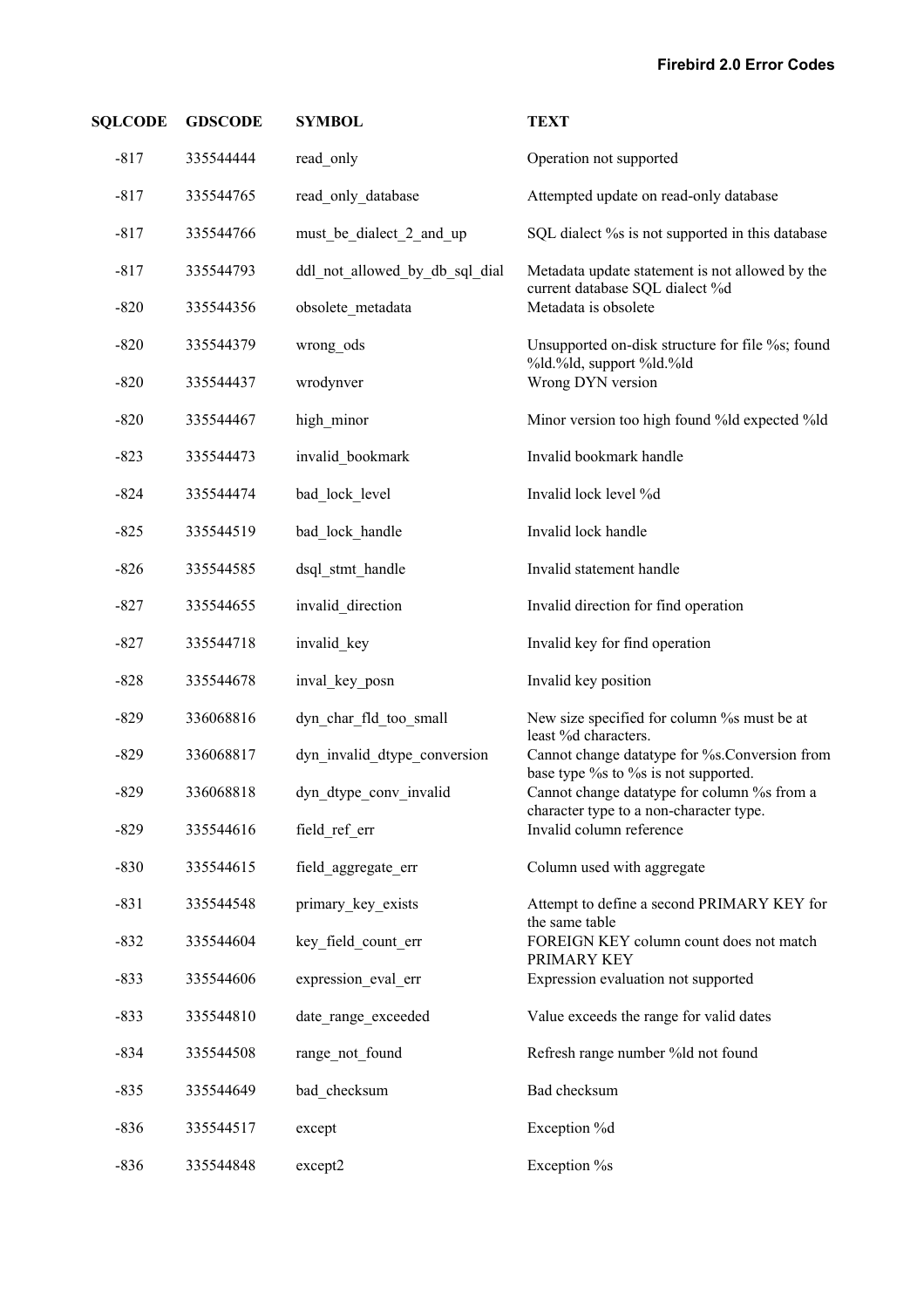| SQLCODE | GDSCODE | SYMBOL | TEXT |
|---|---|---|---|
| -817 | 335544444 | read_only | Operation not supported |
| -817 | 335544765 | read_only_database | Attempted update on read-only database |
| -817 | 335544766 | must_be_dialect_2_and_up | SQL dialect %s is not supported in this database |
| -817 | 335544793 | ddl_not_allowed_by_db_sql_dial | Metadata update statement is not allowed by the current database SQL dialect %d |
| -820 | 335544356 | obsolete_metadata | Metadata is obsolete |
| -820 | 335544379 | wrong_ods | Unsupported on-disk structure for file %s; found %ld.%ld, support %ld.%ld |
| -820 | 335544437 | wrodynver | Wrong DYN version |
| -820 | 335544467 | high_minor | Minor version too high found %ld expected %ld |
| -823 | 335544473 | invalid_bookmark | Invalid bookmark handle |
| -824 | 335544474 | bad_lock_level | Invalid lock level %d |
| -825 | 335544519 | bad_lock_handle | Invalid lock handle |
| -826 | 335544585 | dsql_stmt_handle | Invalid statement handle |
| -827 | 335544655 | invalid_direction | Invalid direction for find operation |
| -827 | 335544718 | invalid_key | Invalid key for find operation |
| -828 | 335544678 | inval_key_posn | Invalid key position |
| -829 | 336068816 | dyn_char_fld_too_small | New size specified for column %s must be at least %d characters. |
| -829 | 336068817 | dyn_invalid_dtype_conversion | Cannot change datatype for %s.Conversion from base type %s to %s is not supported. |
| -829 | 336068818 | dyn_dtype_conv_invalid | Cannot change datatype for column %s from a character type to a non-character type. |
| -829 | 335544616 | field_ref_err | Invalid column reference |
| -830 | 335544615 | field_aggregate_err | Column used with aggregate |
| -831 | 335544548 | primary_key_exists | Attempt to define a second PRIMARY KEY for the same table |
| -832 | 335544604 | key_field_count_err | FOREIGN KEY column count does not match PRIMARY KEY |
| -833 | 335544606 | expression_eval_err | Expression evaluation not supported |
| -833 | 335544810 | date_range_exceeded | Value exceeds the range for valid dates |
| -834 | 335544508 | range_not_found | Refresh range number %ld not found |
| -835 | 335544649 | bad_checksum | Bad checksum |
| -836 | 335544517 | except | Exception %d |
| -836 | 335544848 | except2 | Exception %s |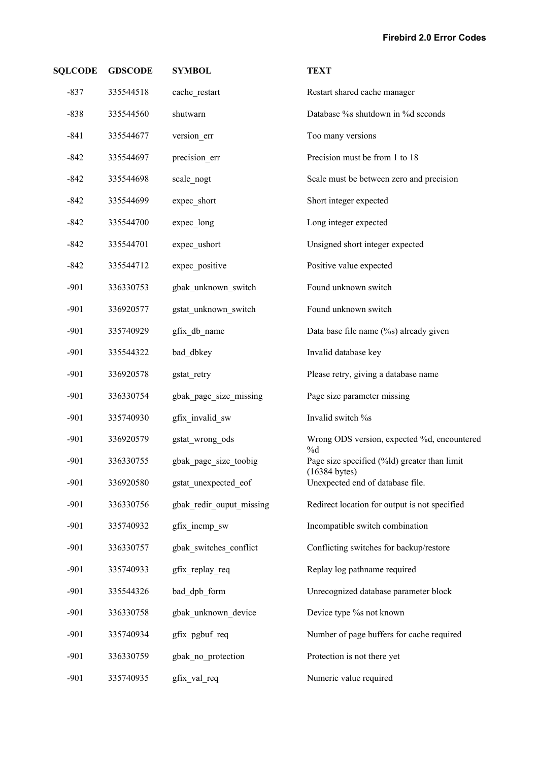| SQLCODE | GDSCODE | SYMBOL | TEXT |
|---|---|---|---|
| -837 | 335544518 | cache_restart | Restart shared cache manager |
| -838 | 335544560 | shutwarn | Database %s shutdown in %d seconds |
| -841 | 335544677 | version_err | Too many versions |
| -842 | 335544697 | precision_err | Precision must be from 1 to 18 |
| -842 | 335544698 | scale_nogt | Scale must be between zero and precision |
| -842 | 335544699 | expec_short | Short integer expected |
| -842 | 335544700 | expec_long | Long integer expected |
| -842 | 335544701 | expec_ushort | Unsigned short integer expected |
| -842 | 335544712 | expec_positive | Positive value expected |
| -901 | 336330753 | gbak_unknown_switch | Found unknown switch |
| -901 | 336920577 | gstat_unknown_switch | Found unknown switch |
| -901 | 335740929 | gfix_db_name | Data base file name (%s) already given |
| -901 | 335544322 | bad_dbkey | Invalid database key |
| -901 | 336920578 | gstat_retry | Please retry, giving a database name |
| -901 | 336330754 | gbak_page_size_missing | Page size parameter missing |
| -901 | 335740930 | gfix_invalid_sw | Invalid switch %s |
| -901 | 336920579 | gstat_wrong_ods | Wrong ODS version, expected %d, encountered %d |
| -901 | 336330755 | gbak_page_size_toobig | Page size specified (%ld) greater than limit (16384 bytes) |
| -901 | 336920580 | gstat_unexpected_eof | Unexpected end of database file. |
| -901 | 336330756 | gbak_redir_ouput_missing | Redirect location for output is not specified |
| -901 | 335740932 | gfix_incmp_sw | Incompatible switch combination |
| -901 | 336330757 | gbak_switches_conflict | Conflicting switches for backup/restore |
| -901 | 335740933 | gfix_replay_req | Replay log pathname required |
| -901 | 335544326 | bad_dpb_form | Unrecognized database parameter block |
| -901 | 336330758 | gbak_unknown_device | Device type %s not known |
| -901 | 335740934 | gfix_pgbuf_req | Number of page buffers for cache required |
| -901 | 336330759 | gbak_no_protection | Protection is not there yet |
| -901 | 335740935 | gfix_val_req | Numeric value required |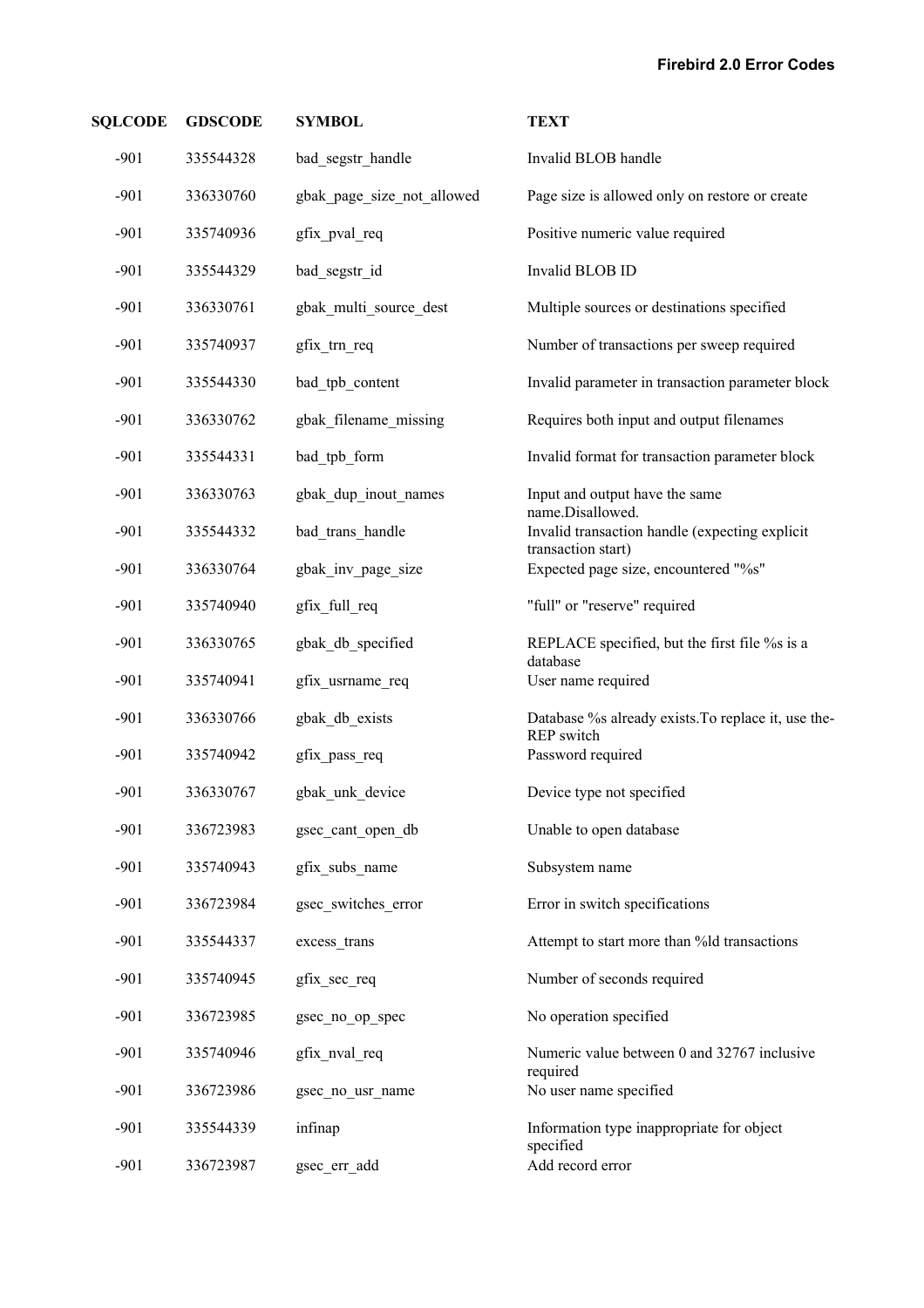| SQLCODE | GDSCODE | SYMBOL | TEXT |
|---|---|---|---|
| -901 | 335544328 | bad_segstr_handle | Invalid BLOB handle |
| -901 | 336330760 | gbak_page_size_not_allowed | Page size is allowed only on restore or create |
| -901 | 335740936 | gfix_pval_req | Positive numeric value required |
| -901 | 335544329 | bad_segstr_id | Invalid BLOB ID |
| -901 | 336330761 | gbak_multi_source_dest | Multiple sources or destinations specified |
| -901 | 335740937 | gfix_trn_req | Number of transactions per sweep required |
| -901 | 335544330 | bad_tpb_content | Invalid parameter in transaction parameter block |
| -901 | 336330762 | gbak_filename_missing | Requires both input and output filenames |
| -901 | 335544331 | bad_tpb_form | Invalid format for transaction parameter block |
| -901 | 336330763 | gbak_dup_inout_names | Input and output have the same name.Disallowed. |
| -901 | 335544332 | bad_trans_handle | Invalid transaction handle (expecting explicit transaction start) |
| -901 | 336330764 | gbak_inv_page_size | Expected page size, encountered "%s" |
| -901 | 335740940 | gfix_full_req | "full" or "reserve" required |
| -901 | 336330765 | gbak_db_specified | REPLACE specified, but the first file %s is a database |
| -901 | 335740941 | gfix_usrname_req | User name required |
| -901 | 336330766 | gbak_db_exists | Database %s already exists.To replace it, use the-REP switch |
| -901 | 335740942 | gfix_pass_req | Password required |
| -901 | 336330767 | gbak_unk_device | Device type not specified |
| -901 | 336723983 | gsec_cant_open_db | Unable to open database |
| -901 | 335740943 | gfix_subs_name | Subsystem name |
| -901 | 336723984 | gsec_switches_error | Error in switch specifications |
| -901 | 335544337 | excess_trans | Attempt to start more than %ld transactions |
| -901 | 335740945 | gfix_sec_req | Number of seconds required |
| -901 | 336723985 | gsec_no_op_spec | No operation specified |
| -901 | 335740946 | gfix_nval_req | Numeric value between 0 and 32767 inclusive required |
| -901 | 336723986 | gsec_no_usr_name | No user name specified |
| -901 | 335544339 | infinap | Information type inappropriate for object specified |
| -901 | 336723987 | gsec_err_add | Add record error |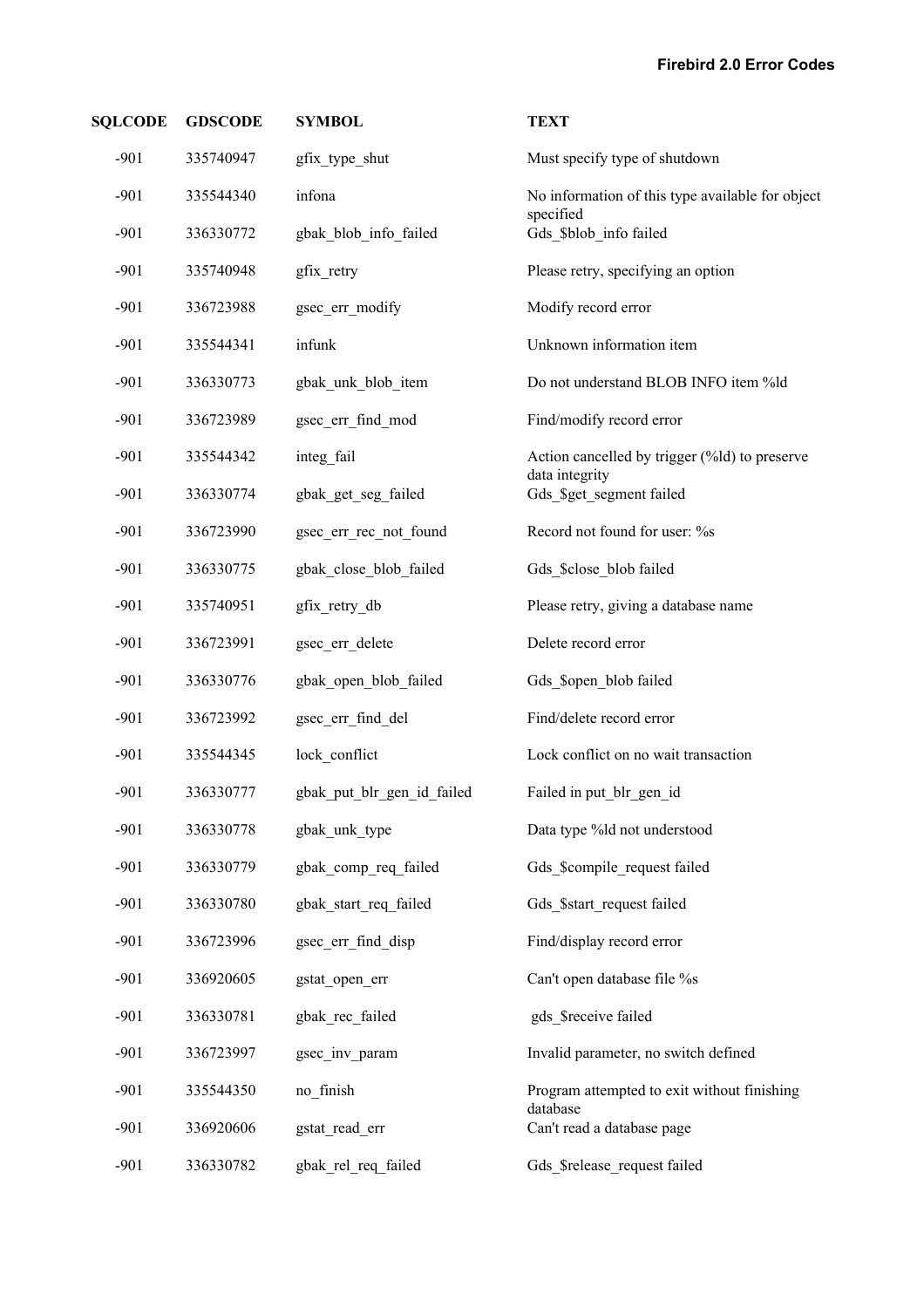| SQLCODE | GDSCODE | SYMBOL | TEXT |
|---|---|---|---|
| -901 | 335740947 | gfix_type_shut | Must specify type of shutdown |
| -901 | 335544340 | infona | No information of this type available for object specified |
| -901 | 336330772 | gbak_blob_info_failed | Gds_$blob_info failed |
| -901 | 335740948 | gfix_retry | Please retry, specifying an option |
| -901 | 336723988 | gsec_err_modify | Modify record error |
| -901 | 335544341 | infunk | Unknown information item |
| -901 | 336330773 | gbak_unk_blob_item | Do not understand BLOB INFO item %ld |
| -901 | 336723989 | gsec_err_find_mod | Find/modify record error |
| -901 | 335544342 | integ_fail | Action cancelled by trigger (%ld) to preserve data integrity |
| -901 | 336330774 | gbak_get_seg_failed | Gds_$get_segment failed |
| -901 | 336723990 | gsec_err_rec_not_found | Record not found for user: %s |
| -901 | 336330775 | gbak_close_blob_failed | Gds_$close_blob failed |
| -901 | 335740951 | gfix_retry_db | Please retry, giving a database name |
| -901 | 336723991 | gsec_err_delete | Delete record error |
| -901 | 336330776 | gbak_open_blob_failed | Gds_$open_blob failed |
| -901 | 336723992 | gsec_err_find_del | Find/delete record error |
| -901 | 335544345 | lock_conflict | Lock conflict on no wait transaction |
| -901 | 336330777 | gbak_put_blr_gen_id_failed | Failed in put_blr_gen_id |
| -901 | 336330778 | gbak_unk_type | Data type %ld not understood |
| -901 | 336330779 | gbak_comp_req_failed | Gds_$compile_request failed |
| -901 | 336330780 | gbak_start_req_failed | Gds_$start_request failed |
| -901 | 336723996 | gsec_err_find_disp | Find/display record error |
| -901 | 336920605 | gstat_open_err | Can't open database file %s |
| -901 | 336330781 | gbak_rec_failed | gds_$receive failed |
| -901 | 336723997 | gsec_inv_param | Invalid parameter, no switch defined |
| -901 | 335544350 | no_finish | Program attempted to exit without finishing database |
| -901 | 336920606 | gstat_read_err | Can't read a database page |
| -901 | 336330782 | gbak_rel_req_failed | Gds_$release_request failed |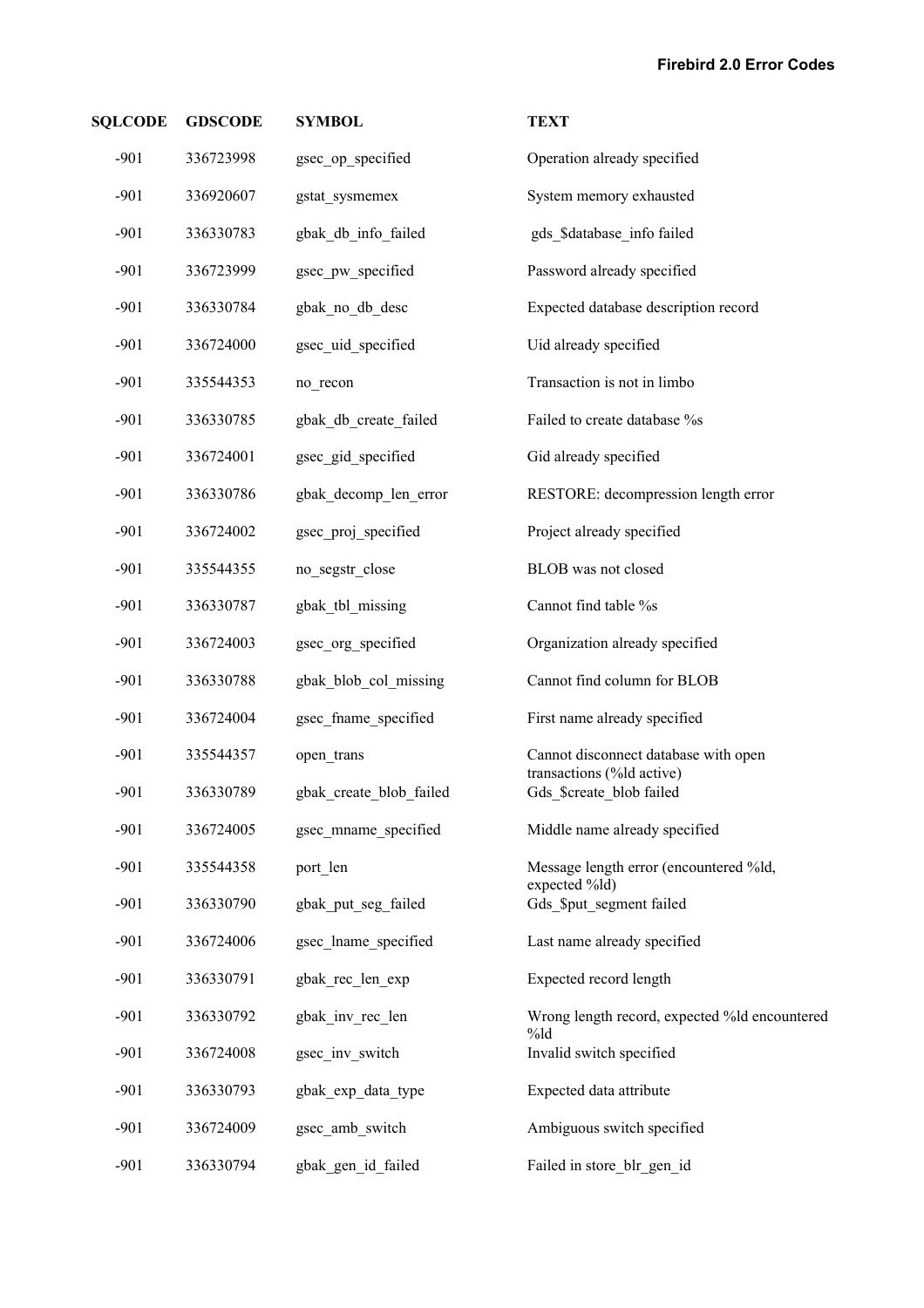| SQLCODE | GDSCODE | SYMBOL | TEXT |
|---|---|---|---|
| -901 | 336723998 | gsec_op_specified | Operation already specified |
| -901 | 336920607 | gstat_sysmemex | System memory exhausted |
| -901 | 336330783 | gbak_db_info_failed | gds_$database_info failed |
| -901 | 336723999 | gsec_pw_specified | Password already specified |
| -901 | 336330784 | gbak_no_db_desc | Expected database description record |
| -901 | 336724000 | gsec_uid_specified | Uid already specified |
| -901 | 335544353 | no_recon | Transaction is not in limbo |
| -901 | 336330785 | gbak_db_create_failed | Failed to create database %s |
| -901 | 336724001 | gsec_gid_specified | Gid already specified |
| -901 | 336330786 | gbak_decomp_len_error | RESTORE: decompression length error |
| -901 | 336724002 | gsec_proj_specified | Project already specified |
| -901 | 335544355 | no_segstr_close | BLOB was not closed |
| -901 | 336330787 | gbak_tbl_missing | Cannot find table %s |
| -901 | 336724003 | gsec_org_specified | Organization already specified |
| -901 | 336330788 | gbak_blob_col_missing | Cannot find column for BLOB |
| -901 | 336724004 | gsec_fname_specified | First name already specified |
| -901 | 335544357 | open_trans | Cannot disconnect database with open transactions (%ld active) |
| -901 | 336330789 | gbak_create_blob_failed | Gds_$create_blob failed |
| -901 | 336724005 | gsec_mname_specified | Middle name already specified |
| -901 | 335544358 | port_len | Message length error (encountered %ld, expected %ld) |
| -901 | 336330790 | gbak_put_seg_failed | Gds_$put_segment failed |
| -901 | 336724006 | gsec_lname_specified | Last name already specified |
| -901 | 336330791 | gbak_rec_len_exp | Expected record length |
| -901 | 336330792 | gbak_inv_rec_len | Wrong length record, expected %ld encountered %ld |
| -901 | 336724008 | gsec_inv_switch | Invalid switch specified |
| -901 | 336330793 | gbak_exp_data_type | Expected data attribute |
| -901 | 336724009 | gsec_amb_switch | Ambiguous switch specified |
| -901 | 336330794 | gbak_gen_id_failed | Failed in store_blr_gen_id |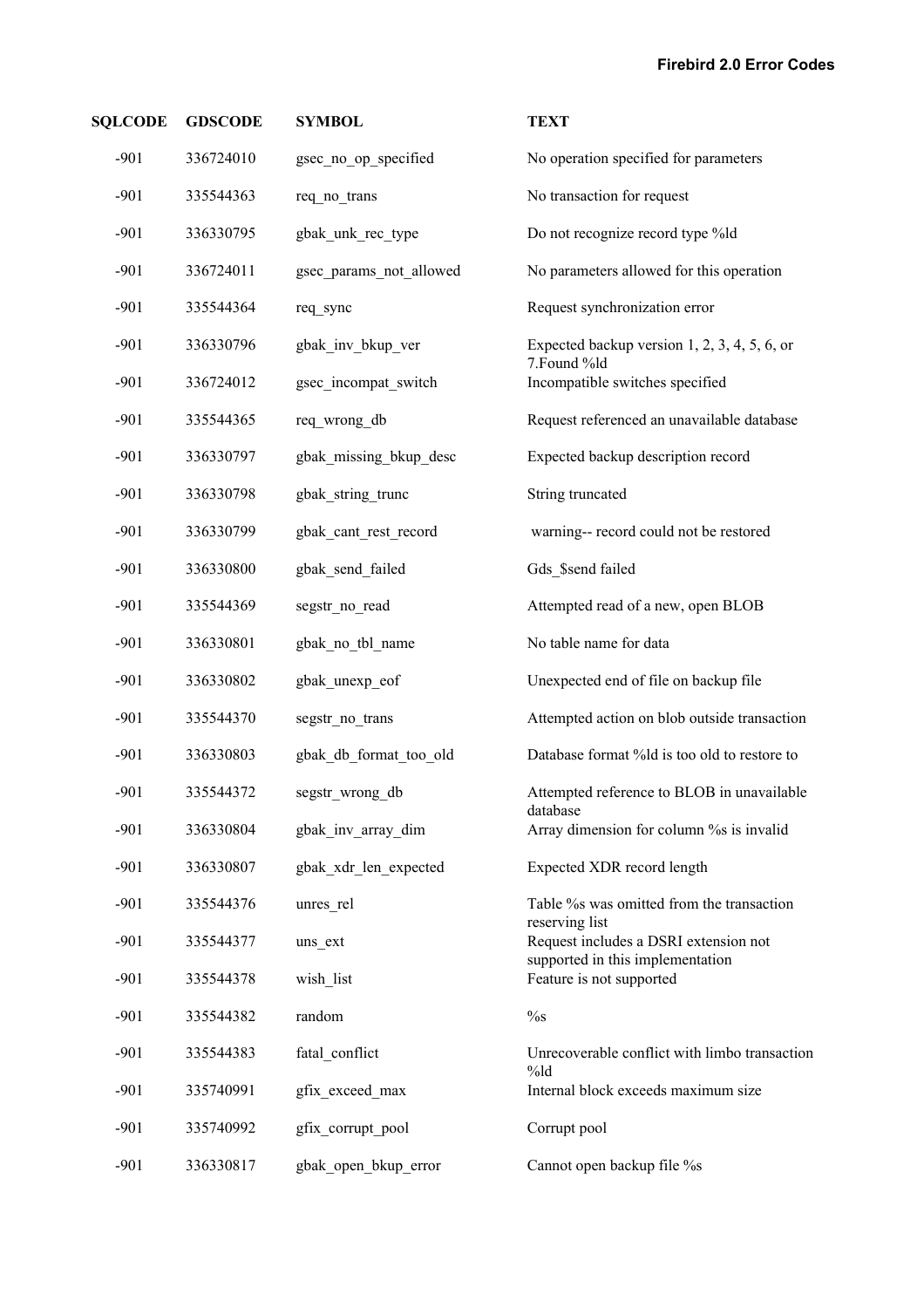| SQLCODE | GDSCODE | SYMBOL | TEXT |
|---|---|---|---|
| -901 | 336724010 | gsec_no_op_specified | No operation specified for parameters |
| -901 | 335544363 | req_no_trans | No transaction for request |
| -901 | 336330795 | gbak_unk_rec_type | Do not recognize record type %ld |
| -901 | 336724011 | gsec_params_not_allowed | No parameters allowed for this operation |
| -901 | 335544364 | req_sync | Request synchronization error |
| -901 | 336330796 | gbak_inv_bkup_ver | Expected backup version 1, 2, 3, 4, 5, 6, or 7.Found %ld |
| -901 | 336724012 | gsec_incompat_switch | Incompatible switches specified |
| -901 | 335544365 | req_wrong_db | Request referenced an unavailable database |
| -901 | 336330797 | gbak_missing_bkup_desc | Expected backup description record |
| -901 | 336330798 | gbak_string_trunc | String truncated |
| -901 | 336330799 | gbak_cant_rest_record | warning-- record could not be restored |
| -901 | 336330800 | gbak_send_failed | Gds_$send failed |
| -901 | 335544369 | segstr_no_read | Attempted read of a new, open BLOB |
| -901 | 336330801 | gbak_no_tbl_name | No table name for data |
| -901 | 336330802 | gbak_unexp_eof | Unexpected end of file on backup file |
| -901 | 335544370 | segstr_no_trans | Attempted action on blob outside transaction |
| -901 | 336330803 | gbak_db_format_too_old | Database format %ld is too old to restore to |
| -901 | 335544372 | segstr_wrong_db | Attempted reference to BLOB in unavailable database |
| -901 | 336330804 | gbak_inv_array_dim | Array dimension for column %s is invalid |
| -901 | 336330807 | gbak_xdr_len_expected | Expected XDR record length |
| -901 | 335544376 | unres_rel | Table %s was omitted from the transaction reserving list |
| -901 | 335544377 | uns_ext | Request includes a DSRI extension not supported in this implementation |
| -901 | 335544378 | wish_list | Feature is not supported |
| -901 | 335544382 | random | %s |
| -901 | 335544383 | fatal_conflict | Unrecoverable conflict with limbo transaction %ld |
| -901 | 335740991 | gfix_exceed_max | Internal block exceeds maximum size |
| -901 | 335740992 | gfix_corrupt_pool | Corrupt pool |
| -901 | 336330817 | gbak_open_bkup_error | Cannot open backup file %s |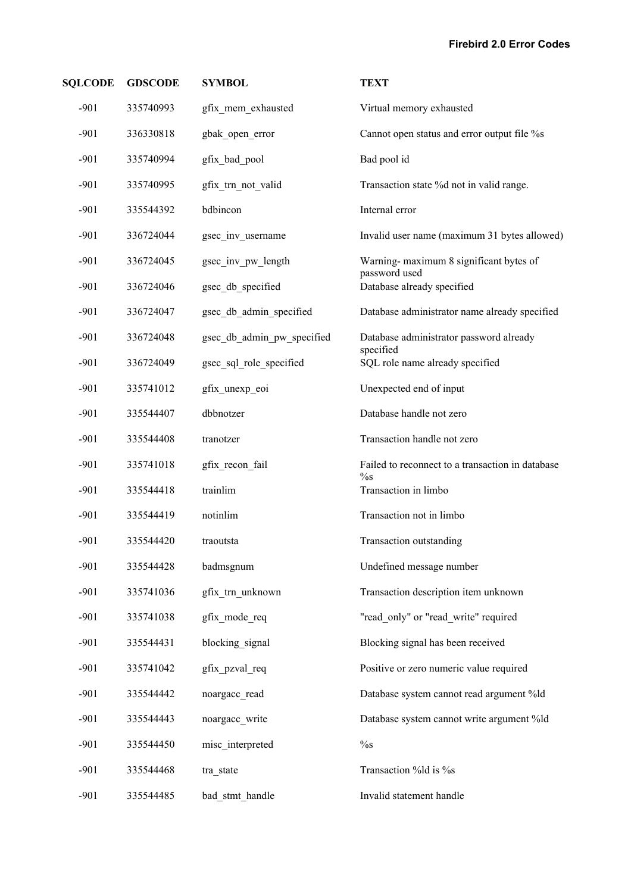| SQLCODE | GDSCODE | SYMBOL | TEXT |
|---|---|---|---|
| -901 | 335740993 | gfix_mem_exhausted | Virtual memory exhausted |
| -901 | 336330818 | gbak_open_error | Cannot open status and error output file %s |
| -901 | 335740994 | gfix_bad_pool | Bad pool id |
| -901 | 335740995 | gfix_trn_not_valid | Transaction state %d not in valid range. |
| -901 | 335544392 | bdbincon | Internal error |
| -901 | 336724044 | gsec_inv_username | Invalid user name (maximum 31 bytes allowed) |
| -901 | 336724045 | gsec_inv_pw_length | Warning- maximum 8 significant bytes of password used |
| -901 | 336724046 | gsec_db_specified | Database already specified |
| -901 | 336724047 | gsec_db_admin_specified | Database administrator name already specified |
| -901 | 336724048 | gsec_db_admin_pw_specified | Database administrator password already specified |
| -901 | 336724049 | gsec_sql_role_specified | SQL role name already specified |
| -901 | 335741012 | gfix_unexp_eoi | Unexpected end of input |
| -901 | 335544407 | dbbnotzer | Database handle not zero |
| -901 | 335544408 | tranotzer | Transaction handle not zero |
| -901 | 335741018 | gfix_recon_fail | Failed to reconnect to a transaction in database %s |
| -901 | 335544418 | trainlim | Transaction in limbo |
| -901 | 335544419 | notinlim | Transaction not in limbo |
| -901 | 335544420 | traoutsta | Transaction outstanding |
| -901 | 335544428 | badmsgnum | Undefined message number |
| -901 | 335741036 | gfix_trn_unknown | Transaction description item unknown |
| -901 | 335741038 | gfix_mode_req | "read_only" or "read_write" required |
| -901 | 335544431 | blocking_signal | Blocking signal has been received |
| -901 | 335741042 | gfix_pzval_req | Positive or zero numeric value required |
| -901 | 335544442 | noargacc_read | Database system cannot read argument %ld |
| -901 | 335544443 | noargacc_write | Database system cannot write argument %ld |
| -901 | 335544450 | misc_interpreted | %s |
| -901 | 335544468 | tra_state | Transaction %ld is %s |
| -901 | 335544485 | bad_stmt_handle | Invalid statement handle |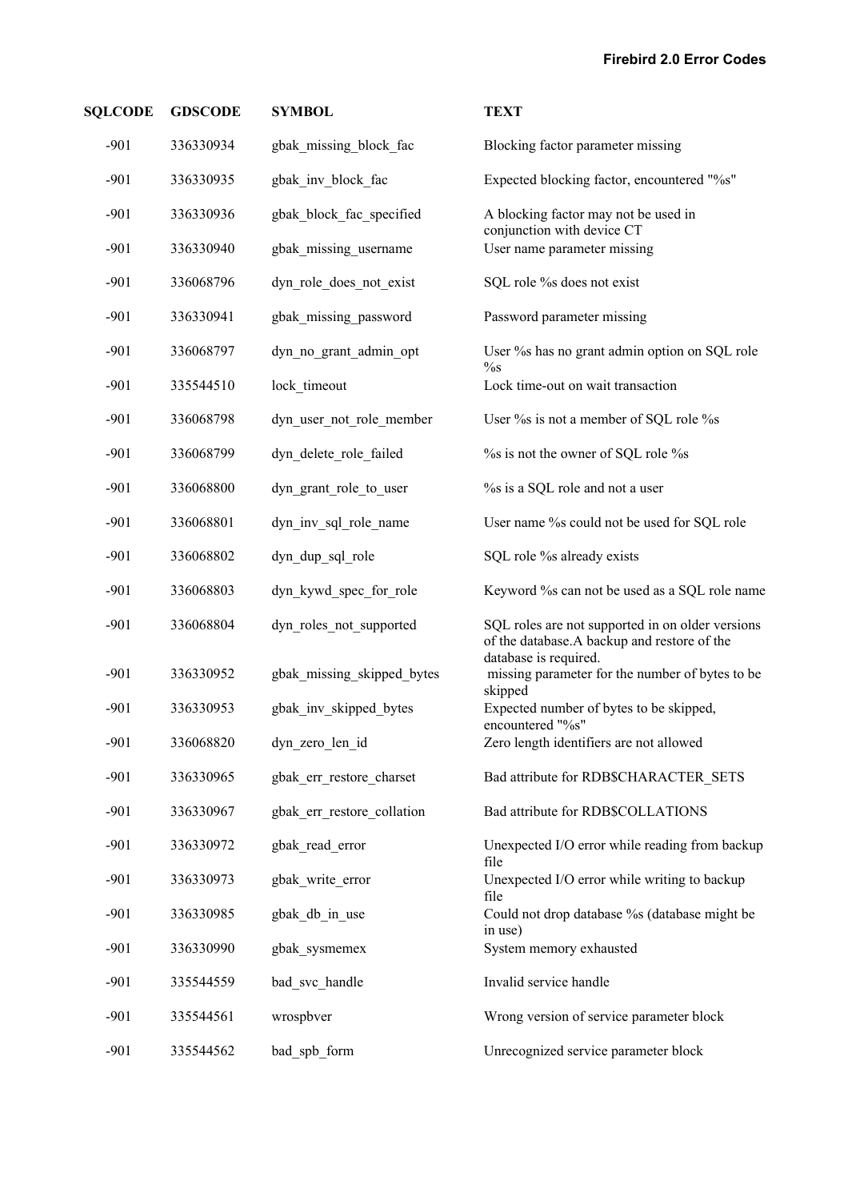| SQLCODE | GDSCODE | SYMBOL | TEXT |
|---|---|---|---|
| -901 | 336330934 | gbak_missing_block_fac | Blocking factor parameter missing |
| -901 | 336330935 | gbak_inv_block_fac | Expected blocking factor, encountered "%s" |
| -901 | 336330936 | gbak_block_fac_specified | A blocking factor may not be used in conjunction with device CT |
| -901 | 336330940 | gbak_missing_username | User name parameter missing |
| -901 | 336068796 | dyn_role_does_not_exist | SQL role %s does not exist |
| -901 | 336330941 | gbak_missing_password | Password parameter missing |
| -901 | 336068797 | dyn_no_grant_admin_opt | User %s has no grant admin option on SQL role %s |
| -901 | 335544510 | lock_timeout | Lock time-out on wait transaction |
| -901 | 336068798 | dyn_user_not_role_member | User %s is not a member of SQL role %s |
| -901 | 336068799 | dyn_delete_role_failed | %s is not the owner of SQL role %s |
| -901 | 336068800 | dyn_grant_role_to_user | %s is a SQL role and not a user |
| -901 | 336068801 | dyn_inv_sql_role_name | User name %s could not be used for SQL role |
| -901 | 336068802 | dyn_dup_sql_role | SQL role %s already exists |
| -901 | 336068803 | dyn_kywd_spec_for_role | Keyword %s can not be used as a SQL role name |
| -901 | 336068804 | dyn_roles_not_supported | SQL roles are not supported in on older versions of the database.A backup and restore of the database is required. |
| -901 | 336330952 | gbak_missing_skipped_bytes | missing parameter for the number of bytes to be skipped |
| -901 | 336330953 | gbak_inv_skipped_bytes | Expected number of bytes to be skipped, encountered "%s" |
| -901 | 336068820 | dyn_zero_len_id | Zero length identifiers are not allowed |
| -901 | 336330965 | gbak_err_restore_charset | Bad attribute for RDB$CHARACTER_SETS |
| -901 | 336330967 | gbak_err_restore_collation | Bad attribute for RDB$COLLATIONS |
| -901 | 336330972 | gbak_read_error | Unexpected I/O error while reading from backup file |
| -901 | 336330973 | gbak_write_error | Unexpected I/O error while writing to backup file |
| -901 | 336330985 | gbak_db_in_use | Could not drop database %s (database might be in use) |
| -901 | 336330990 | gbak_sysmemex | System memory exhausted |
| -901 | 335544559 | bad_svc_handle | Invalid service handle |
| -901 | 335544561 | wrospbver | Wrong version of service parameter block |
| -901 | 335544562 | bad_spb_form | Unrecognized service parameter block |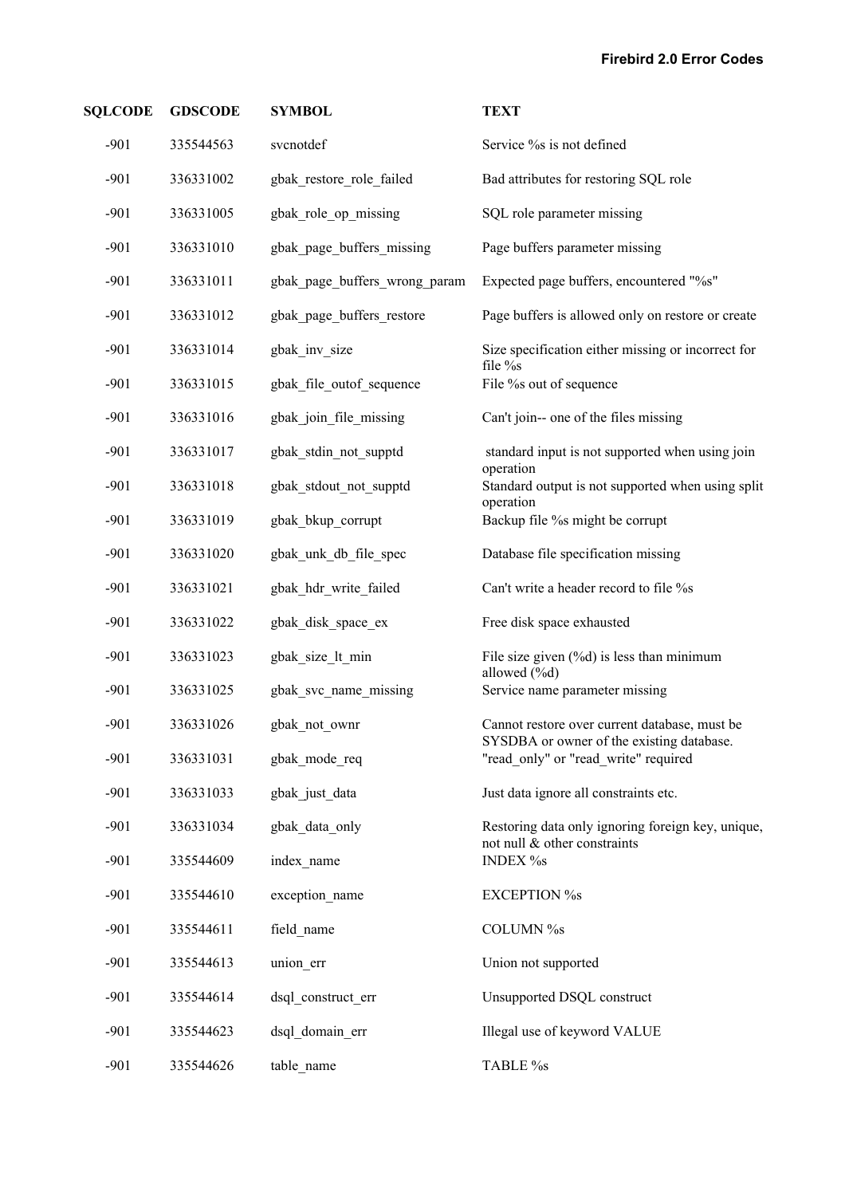| SQLCODE | GDSCODE | SYMBOL | TEXT |
|---|---|---|---|
| -901 | 335544563 | svcnotdef | Service %s is not defined |
| -901 | 336331002 | gbak_restore_role_failed | Bad attributes for restoring SQL role |
| -901 | 336331005 | gbak_role_op_missing | SQL role parameter missing |
| -901 | 336331010 | gbak_page_buffers_missing | Page buffers parameter missing |
| -901 | 336331011 | gbak_page_buffers_wrong_param | Expected page buffers, encountered "%s" |
| -901 | 336331012 | gbak_page_buffers_restore | Page buffers is allowed only on restore or create |
| -901 | 336331014 | gbak_inv_size | Size specification either missing or incorrect for file %s |
| -901 | 336331015 | gbak_file_outof_sequence | File %s out of sequence |
| -901 | 336331016 | gbak_join_file_missing | Can't join-- one of the files missing |
| -901 | 336331017 | gbak_stdin_not_supptd | standard input is not supported when using join operation |
| -901 | 336331018 | gbak_stdout_not_supptd | Standard output is not supported when using split operation |
| -901 | 336331019 | gbak_bkup_corrupt | Backup file %s might be corrupt |
| -901 | 336331020 | gbak_unk_db_file_spec | Database file specification missing |
| -901 | 336331021 | gbak_hdr_write_failed | Can't write a header record to file %s |
| -901 | 336331022 | gbak_disk_space_ex | Free disk space exhausted |
| -901 | 336331023 | gbak_size_lt_min | File size given (%d) is less than minimum allowed (%d) |
| -901 | 336331025 | gbak_svc_name_missing | Service name parameter missing |
| -901 | 336331026 | gbak_not_ownr | Cannot restore over current database, must be SYSDBA or owner of the existing database. |
| -901 | 336331031 | gbak_mode_req | "read_only" or "read_write" required |
| -901 | 336331033 | gbak_just_data | Just data ignore all constraints etc. |
| -901 | 336331034 | gbak_data_only | Restoring data only ignoring foreign key, unique, not null & other constraints |
| -901 | 335544609 | index_name | INDEX %s |
| -901 | 335544610 | exception_name | EXCEPTION %s |
| -901 | 335544611 | field_name | COLUMN %s |
| -901 | 335544613 | union_err | Union not supported |
| -901 | 335544614 | dsql_construct_err | Unsupported DSQL construct |
| -901 | 335544623 | dsql_domain_err | Illegal use of keyword VALUE |
| -901 | 335544626 | table_name | TABLE %s |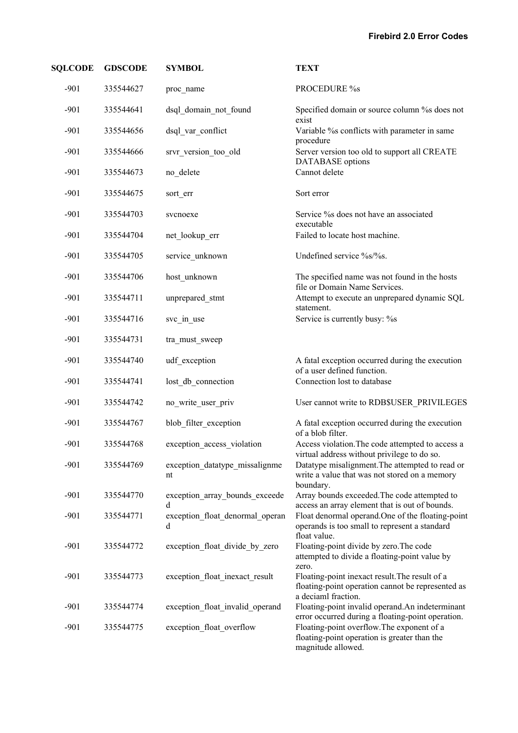| SQLCODE | GDSCODE | SYMBOL | TEXT |
|---|---|---|---|
| -901 | 335544627 | proc_name | PROCEDURE %s |
| -901 | 335544641 | dsql_domain_not_found | Specified domain or source column %s does not exist |
| -901 | 335544656 | dsql_var_conflict | Variable %s conflicts with parameter in same procedure |
| -901 | 335544666 | srvr_version_too_old | Server version too old to support all CREATE DATABASE options |
| -901 | 335544673 | no_delete | Cannot delete |
| -901 | 335544675 | sort_err | Sort error |
| -901 | 335544703 | svcnoexe | Service %s does not have an associated executable |
| -901 | 335544704 | net_lookup_err | Failed to locate host machine. |
| -901 | 335544705 | service_unknown | Undefined service %s/%s. |
| -901 | 335544706 | host_unknown | The specified name was not found in the hosts file or Domain Name Services. |
| -901 | 335544711 | unprepared_stmt | Attempt to execute an unprepared dynamic SQL statement. |
| -901 | 335544716 | svc_in_use | Service is currently busy: %s |
| -901 | 335544731 | tra_must_sweep | |
| -901 | 335544740 | udf_exception | A fatal exception occurred during the execution of a user defined function. |
| -901 | 335544741 | lost_db_connection | Connection lost to database |
| -901 | 335544742 | no_write_user_priv | User cannot write to RDB$USER_PRIVILEGES |
| -901 | 335544767 | blob_filter_exception | A fatal exception occurred during the execution of a blob filter. |
| -901 | 335544768 | exception_access_violation | Access violation.The code attempted to access a virtual address without privilege to do so. |
| -901 | 335544769 | exception_datatype_missalignment | Datatype misalignment.The attempted to read or write a value that was not stored on a memory boundary. |
| -901 | 335544770 | exception_array_bounds_exceeded | Array bounds exceeded.The code attempted to access an array element that is out of bounds. |
| -901 | 335544771 | exception_float_denormal_operand | Float denormal operand.One of the floating-point operands is too small to represent a standard float value. |
| -901 | 335544772 | exception_float_divide_by_zero | Floating-point divide by zero.The code attempted to divide a floating-point value by zero. |
| -901 | 335544773 | exception_float_inexact_result | Floating-point inexact result.The result of a floating-point operation cannot be represented as a deciaml fraction. |
| -901 | 335544774 | exception_float_invalid_operand | Floating-point invalid operand.An indeterminant error occurred during a floating-point operation. |
| -901 | 335544775 | exception_float_overflow | Floating-point overflow.The exponent of a floating-point operation is greater than the magnitude allowed. |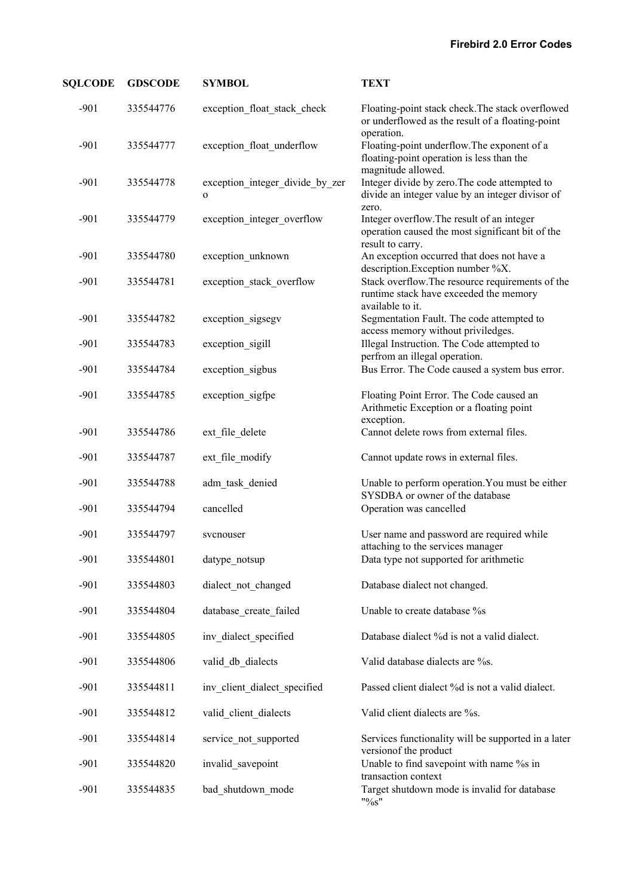| SQLCODE | GDSCODE | SYMBOL | TEXT |
|---|---|---|---|
| -901 | 335544776 | exception_float_stack_check | Floating-point stack check.The stack overflowed or underflowed as the result of a floating-point operation. |
| -901 | 335544777 | exception_float_underflow | Floating-point underflow.The exponent of a floating-point operation is less than the magnitude allowed. |
| -901 | 335544778 | exception_integer_divide_by_zero | Integer divide by zero.The code attempted to divide an integer value by an integer divisor of zero. |
| -901 | 335544779 | exception_integer_overflow | Integer overflow.The result of an integer operation caused the most significant bit of the result to carry. |
| -901 | 335544780 | exception_unknown | An exception occurred that does not have a description.Exception number %X. |
| -901 | 335544781 | exception_stack_overflow | Stack overflow.The resource requirements of the runtime stack have exceeded the memory available to it. |
| -901 | 335544782 | exception_sigsegv | Segmentation Fault. The code attempted to access memory without priviledges. |
| -901 | 335544783 | exception_sigill | Illegal Instruction. The Code attempted to perfrom an illegal operation. |
| -901 | 335544784 | exception_sigbus | Bus Error. The Code caused a system bus error. |
| -901 | 335544785 | exception_sigfpe | Floating Point Error. The Code caused an Arithmetic Exception or a floating point exception. |
| -901 | 335544786 | ext_file_delete | Cannot delete rows from external files. |
| -901 | 335544787 | ext_file_modify | Cannot update rows in external files. |
| -901 | 335544788 | adm_task_denied | Unable to perform operation.You must be either SYSDBA or owner of the database |
| -901 | 335544794 | cancelled | Operation was cancelled |
| -901 | 335544797 | svcnouser | User name and password are required while attaching to the services manager |
| -901 | 335544801 | datype_notsup | Data type not supported for arithmetic |
| -901 | 335544803 | dialect_not_changed | Database dialect not changed. |
| -901 | 335544804 | database_create_failed | Unable to create database %s |
| -901 | 335544805 | inv_dialect_specified | Database dialect %d is not a valid dialect. |
| -901 | 335544806 | valid_db_dialects | Valid database dialects are %s. |
| -901 | 335544811 | inv_client_dialect_specified | Passed client dialect %d is not a valid dialect. |
| -901 | 335544812 | valid_client_dialects | Valid client dialects are %s. |
| -901 | 335544814 | service_not_supported | Services functionality will be supported in a later versionof the product |
| -901 | 335544820 | invalid_savepoint | Unable to find savepoint with name %s in transaction context |
| -901 | 335544835 | bad_shutdown_mode | Target shutdown mode is invalid for database "%s" |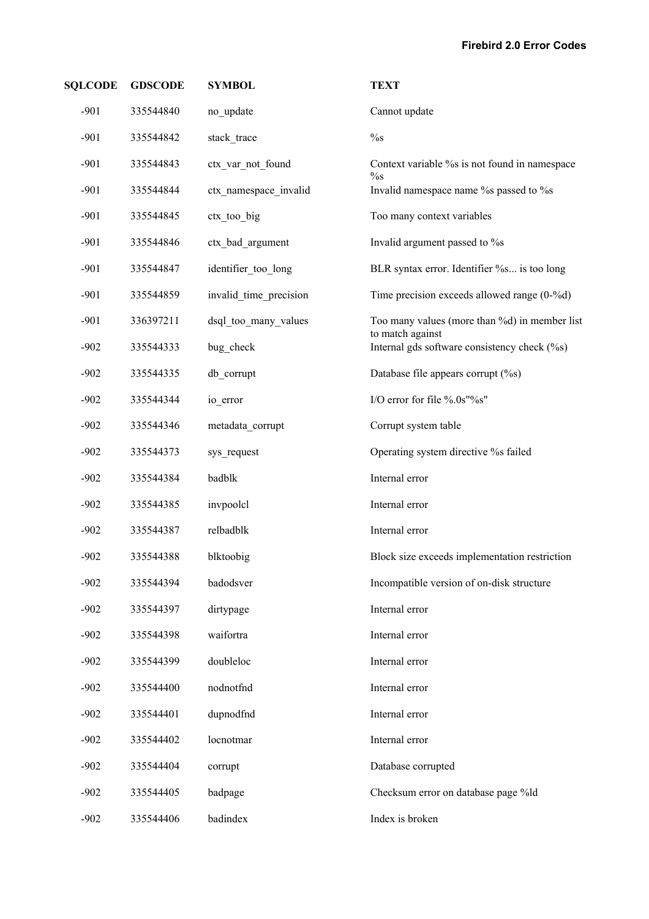| SQLCODE | GDSCODE | SYMBOL | TEXT |
|---|---|---|---|
| -901 | 335544840 | no_update | Cannot update |
| -901 | 335544842 | stack_trace | %s |
| -901 | 335544843 | ctx_var_not_found | Context variable %s is not found in namespace %s |
| -901 | 335544844 | ctx_namespace_invalid | Invalid namespace name %s passed to %s |
| -901 | 335544845 | ctx_too_big | Too many context variables |
| -901 | 335544846 | ctx_bad_argument | Invalid argument passed to %s |
| -901 | 335544847 | identifier_too_long | BLR syntax error. Identifier %s... is too long |
| -901 | 335544859 | invalid_time_precision | Time precision exceeds allowed range (0-%d) |
| -901 | 336397211 | dsql_too_many_values | Too many values (more than %d) in member list to match against |
| -902 | 335544333 | bug_check | Internal gds software consistency check (%s) |
| -902 | 335544335 | db_corrupt | Database file appears corrupt (%s) |
| -902 | 335544344 | io_error | I/O error for file %.0s"%s" |
| -902 | 335544346 | metadata_corrupt | Corrupt system table |
| -902 | 335544373 | sys_request | Operating system directive %s failed |
| -902 | 335544384 | badblk | Internal error |
| -902 | 335544385 | invpoolcl | Internal error |
| -902 | 335544387 | relbadblk | Internal error |
| -902 | 335544388 | blktoobig | Block size exceeds implementation restriction |
| -902 | 335544394 | badodsver | Incompatible version of on-disk structure |
| -902 | 335544397 | dirtypage | Internal error |
| -902 | 335544398 | waifortra | Internal error |
| -902 | 335544399 | doubleloc | Internal error |
| -902 | 335544400 | nodnotfnd | Internal error |
| -902 | 335544401 | dupnodfnd | Internal error |
| -902 | 335544402 | locnotmar | Internal error |
| -902 | 335544404 | corrupt | Database corrupted |
| -902 | 335544405 | badpage | Checksum error on database page %ld |
| -902 | 335544406 | badindex | Index is broken |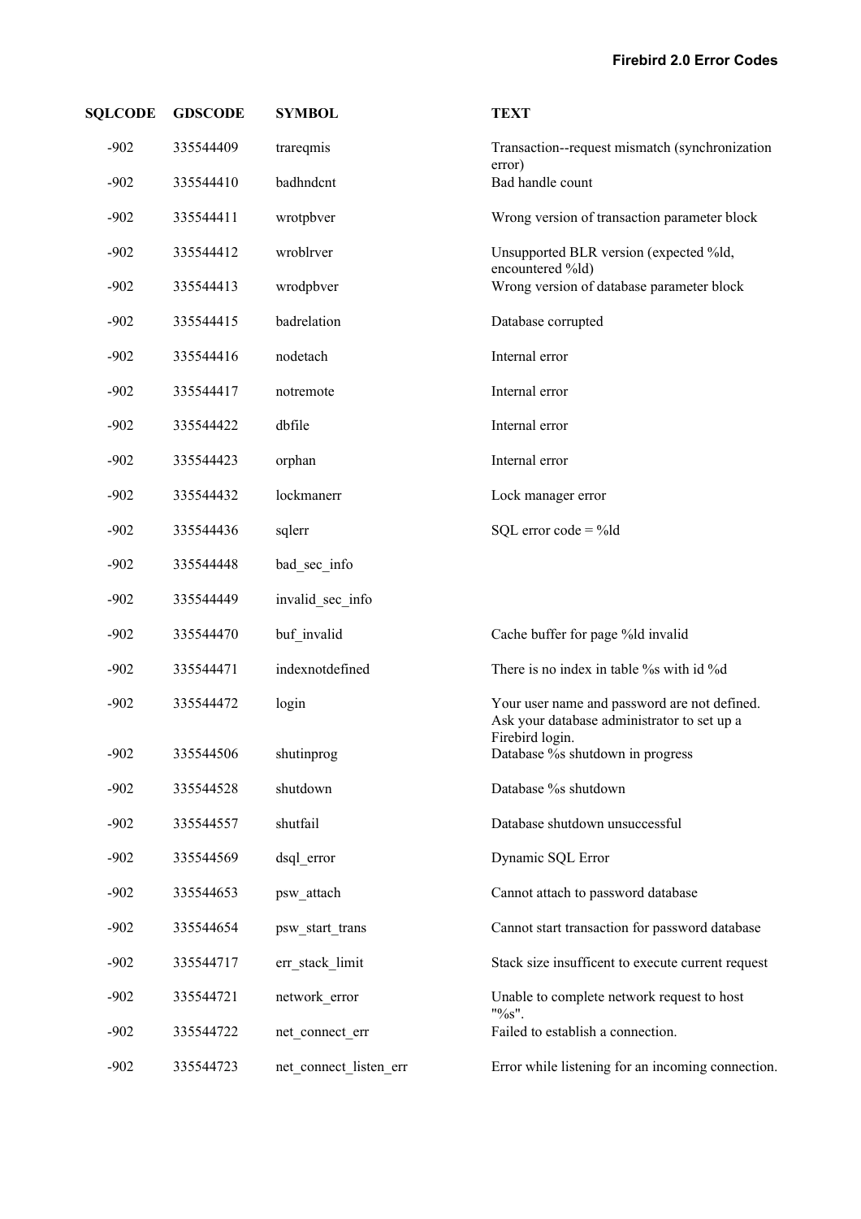| SQLCODE | GDSCODE | SYMBOL | TEXT |
|---|---|---|---|
| -902 | 335544409 | trareqmis | Transaction--request mismatch (synchronization error) |
| -902 | 335544410 | badhndcnt | Bad handle count |
| -902 | 335544411 | wrotpbver | Wrong version of transaction parameter block |
| -902 | 335544412 | wroblrver | Unsupported BLR version (expected %ld, encountered %ld) |
| -902 | 335544413 | wrodpbver | Wrong version of database parameter block |
| -902 | 335544415 | badrelation | Database corrupted |
| -902 | 335544416 | nodetach | Internal error |
| -902 | 335544417 | notremote | Internal error |
| -902 | 335544422 | dbfile | Internal error |
| -902 | 335544423 | orphan | Internal error |
| -902 | 335544432 | lockmanerr | Lock manager error |
| -902 | 335544436 | sqlerr | SQL error code = %ld |
| -902 | 335544448 | bad_sec_info | |
| -902 | 335544449 | invalid_sec_info | |
| -902 | 335544470 | buf_invalid | Cache buffer for page %ld invalid |
| -902 | 335544471 | indexnotdefined | There is no index in table %s with id %d |
| -902 | 335544472 | login | Your user name and password are not defined. Ask your database administrator to set up a Firebird login. |
| -902 | 335544506 | shutinprog | Database %s shutdown in progress |
| -902 | 335544528 | shutdown | Database %s shutdown |
| -902 | 335544557 | shutfail | Database shutdown unsuccessful |
| -902 | 335544569 | dsql_error | Dynamic SQL Error |
| -902 | 335544653 | psw_attach | Cannot attach to password database |
| -902 | 335544654 | psw_start_trans | Cannot start transaction for password database |
| -902 | 335544717 | err_stack_limit | Stack size insufficent to execute current request |
| -902 | 335544721 | network_error | Unable to complete network request to host "%s". |
| -902 | 335544722 | net_connect_err | Failed to establish a connection. |
| -902 | 335544723 | net_connect_listen_err | Error while listening for an incoming connection. |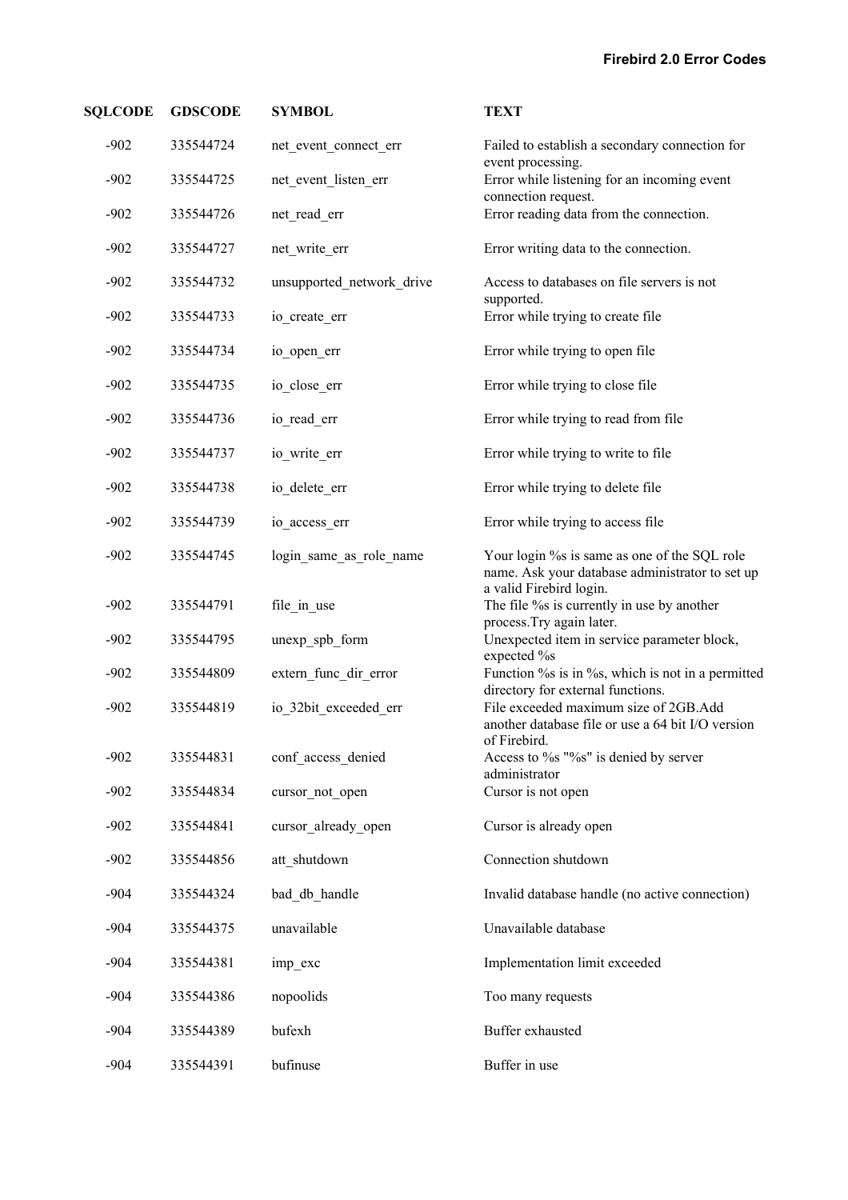| SQLCODE | GDSCODE | SYMBOL | TEXT |
|---|---|---|---|
| -902 | 335544724 | net_event_connect_err | Failed to establish a secondary connection for event processing. |
| -902 | 335544725 | net_event_listen_err | Error while listening for an incoming event connection request. |
| -902 | 335544726 | net_read_err | Error reading data from the connection. |
| -902 | 335544727 | net_write_err | Error writing data to the connection. |
| -902 | 335544732 | unsupported_network_drive | Access to databases on file servers is not supported. |
| -902 | 335544733 | io_create_err | Error while trying to create file |
| -902 | 335544734 | io_open_err | Error while trying to open file |
| -902 | 335544735 | io_close_err | Error while trying to close file |
| -902 | 335544736 | io_read_err | Error while trying to read from file |
| -902 | 335544737 | io_write_err | Error while trying to write to file |
| -902 | 335544738 | io_delete_err | Error while trying to delete file |
| -902 | 335544739 | io_access_err | Error while trying to access file |
| -902 | 335544745 | login_same_as_role_name | Your login %s is same as one of the SQL role name. Ask your database administrator to set up a valid Firebird login. |
| -902 | 335544791 | file_in_use | The file %s is currently in use by another process.Try again later. |
| -902 | 335544795 | unexp_spb_form | Unexpected item in service parameter block, expected %s |
| -902 | 335544809 | extern_func_dir_error | Function %s is in %s, which is not in a permitted directory for external functions. |
| -902 | 335544819 | io_32bit_exceeded_err | File exceeded maximum size of 2GB.Add another database file or use a 64 bit I/O version of Firebird. |
| -902 | 335544831 | conf_access_denied | Access to %s "%s" is denied by server administrator |
| -902 | 335544834 | cursor_not_open | Cursor is not open |
| -902 | 335544841 | cursor_already_open | Cursor is already open |
| -902 | 335544856 | att_shutdown | Connection shutdown |
| -904 | 335544324 | bad_db_handle | Invalid database handle (no active connection) |
| -904 | 335544375 | unavailable | Unavailable database |
| -904 | 335544381 | imp_exc | Implementation limit exceeded |
| -904 | 335544386 | nopoolids | Too many requests |
| -904 | 335544389 | bufexh | Buffer exhausted |
| -904 | 335544391 | bufinuse | Buffer in use |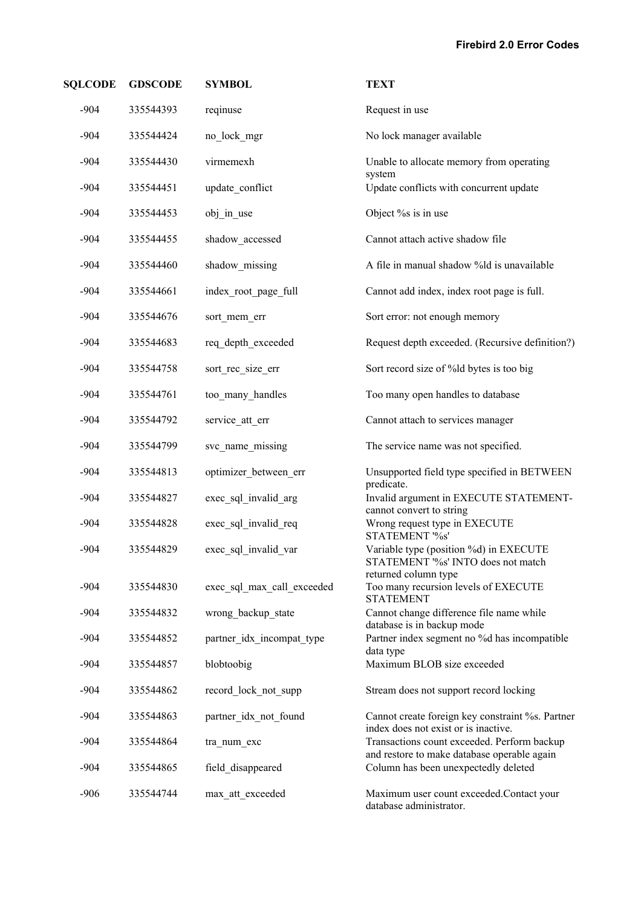| SQLCODE | GDSCODE | SYMBOL | TEXT |
|---|---|---|---|
| -904 | 335544393 | reqinuse | Request in use |
| -904 | 335544424 | no_lock_mgr | No lock manager available |
| -904 | 335544430 | virmemexh | Unable to allocate memory from operating system |
| -904 | 335544451 | update_conflict | Update conflicts with concurrent update |
| -904 | 335544453 | obj_in_use | Object %s is in use |
| -904 | 335544455 | shadow_accessed | Cannot attach active shadow file |
| -904 | 335544460 | shadow_missing | A file in manual shadow %ld is unavailable |
| -904 | 335544661 | index_root_page_full | Cannot add index, index root page is full. |
| -904 | 335544676 | sort_mem_err | Sort error: not enough memory |
| -904 | 335544683 | req_depth_exceeded | Request depth exceeded. (Recursive definition?) |
| -904 | 335544758 | sort_rec_size_err | Sort record size of %ld bytes is too big |
| -904 | 335544761 | too_many_handles | Too many open handles to database |
| -904 | 335544792 | service_att_err | Cannot attach to services manager |
| -904 | 335544799 | svc_name_missing | The service name was not specified. |
| -904 | 335544813 | optimizer_between_err | Unsupported field type specified in BETWEEN predicate. |
| -904 | 335544827 | exec_sql_invalid_arg | Invalid argument in EXECUTE STATEMENT-cannot convert to string |
| -904 | 335544828 | exec_sql_invalid_req | Wrong request type in EXECUTE STATEMENT '%s' |
| -904 | 335544829 | exec_sql_invalid_var | Variable type (position %d) in EXECUTE STATEMENT '%s' INTO does not match returned column type |
| -904 | 335544830 | exec_sql_max_call_exceeded | Too many recursion levels of EXECUTE STATEMENT |
| -904 | 335544832 | wrong_backup_state | Cannot change difference file name while database is in backup mode |
| -904 | 335544852 | partner_idx_incompat_type | Partner index segment no %d has incompatible data type |
| -904 | 335544857 | blobtoobig | Maximum BLOB size exceeded |
| -904 | 335544862 | record_lock_not_supp | Stream does not support record locking |
| -904 | 335544863 | partner_idx_not_found | Cannot create foreign key constraint %s. Partner index does not exist or is inactive. |
| -904 | 335544864 | tra_num_exc | Transactions count exceeded. Perform backup and restore to make database operable again |
| -904 | 335544865 | field_disappeared | Column has been unexpectedly deleted |
| -906 | 335544744 | max_att_exceeded | Maximum user count exceeded.Contact your database administrator. |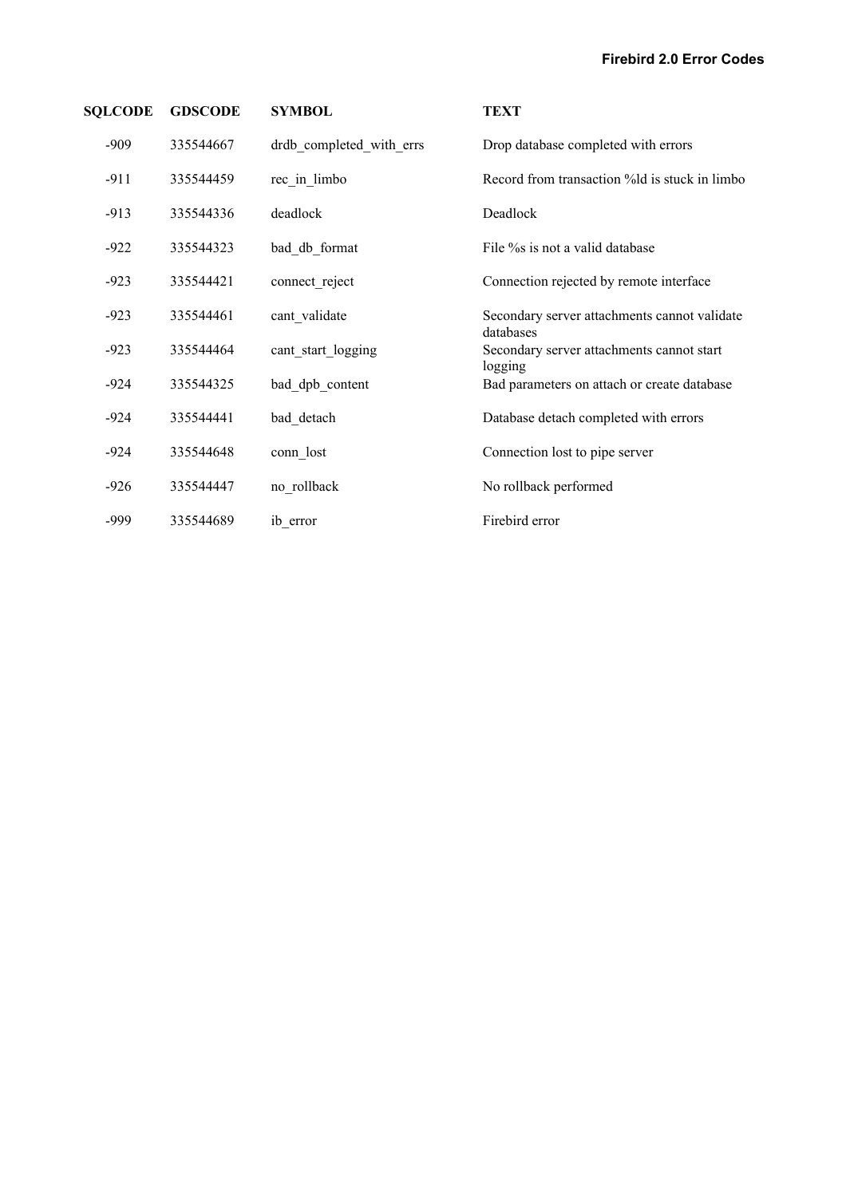| SQLCODE | GDSCODE | SYMBOL | TEXT |
|---|---|---|---|
| -909 | 335544667 | drdb_completed_with_errs | Drop database completed with errors |
| -911 | 335544459 | rec_in_limbo | Record from transaction %ld is stuck in limbo |
| -913 | 335544336 | deadlock | Deadlock |
| -922 | 335544323 | bad_db_format | File %s is not a valid database |
| -923 | 335544421 | connect_reject | Connection rejected by remote interface |
| -923 | 335544461 | cant_validate | Secondary server attachments cannot validate databases |
| -923 | 335544464 | cant_start_logging | Secondary server attachments cannot start logging |
| -924 | 335544325 | bad_dpb_content | Bad parameters on attach or create database |
| -924 | 335544441 | bad_detach | Database detach completed with errors |
| -924 | 335544648 | conn_lost | Connection lost to pipe server |
| -926 | 335544447 | no_rollback | No rollback performed |
| -999 | 335544689 | ib_error | Firebird error |